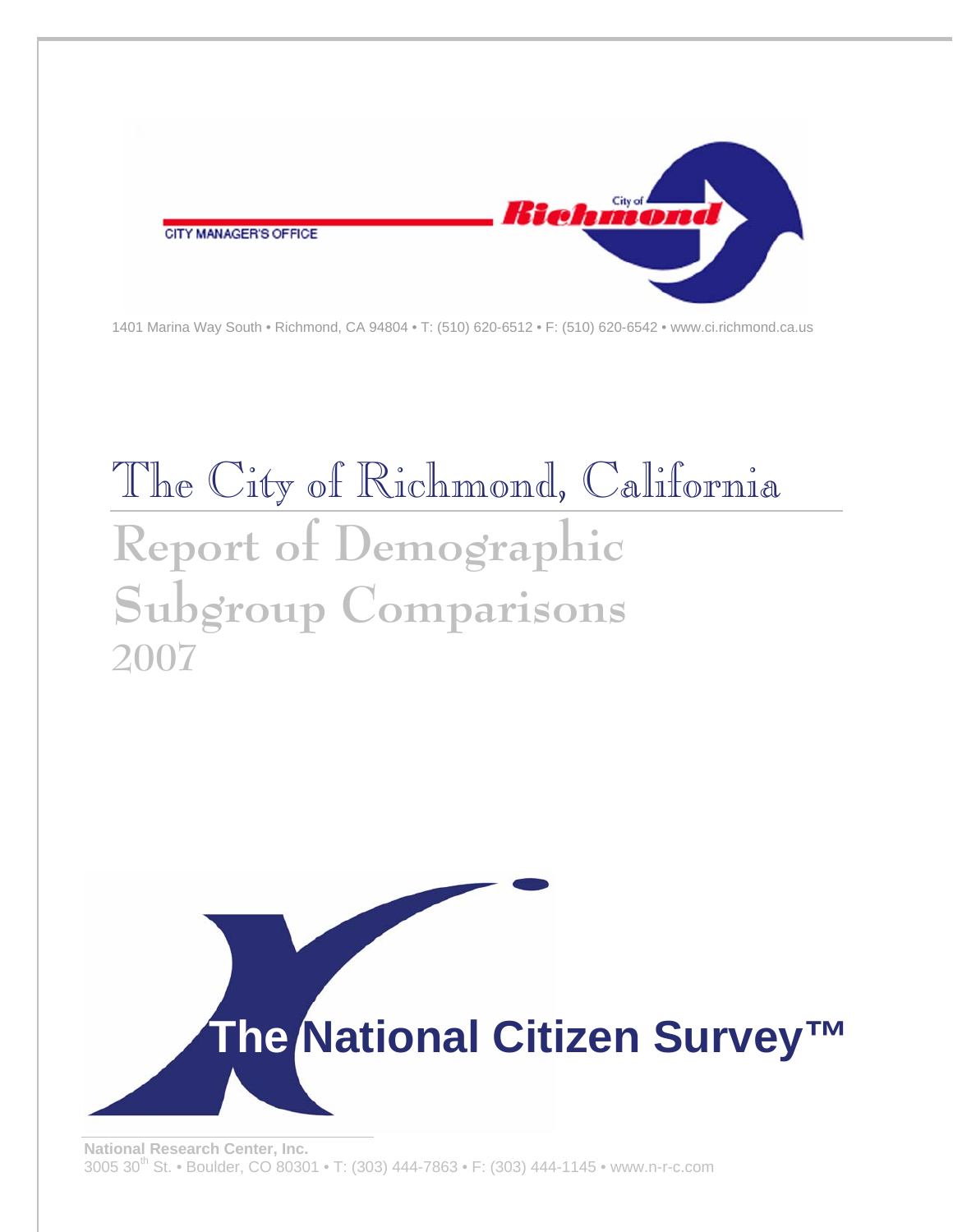CITY MANAGER'S OFFICE

City of Richmond

1401 Marina Way South • Richmond, CA 94804 • T: (510) 620-6512 • F: (510) 620-6542 • www.ci.richmond.ca.us

# The City of Richmond, California

## Report of Demographic Subgroup Comparisons 2007

**The National Citizen Survey™**

**National Research Center, Inc.**
3005 30th St. • Boulder, CO 80301 • T: (303) 444-7863 • F: (303) 444-1145 • www.n-r-c.com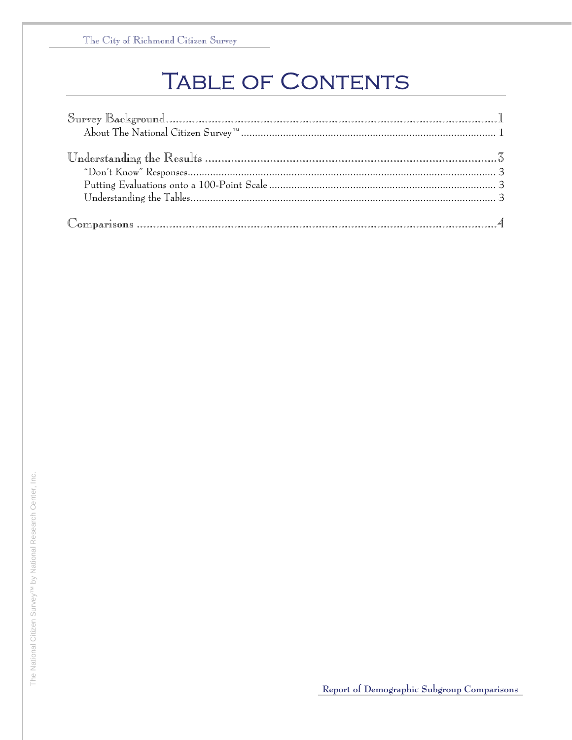# Table of Contents

Survey Background ........................................................ 1
- About The National Citizen Survey™ ........................................ 1

Understanding the Results ................................................. 3
- "Don't Know" Responses .................................................. 3
- Putting Evaluations onto a 100-Point Scale .............................. 3
- Understanding the Tables ................................................ 3

Comparisons ............................................................... 4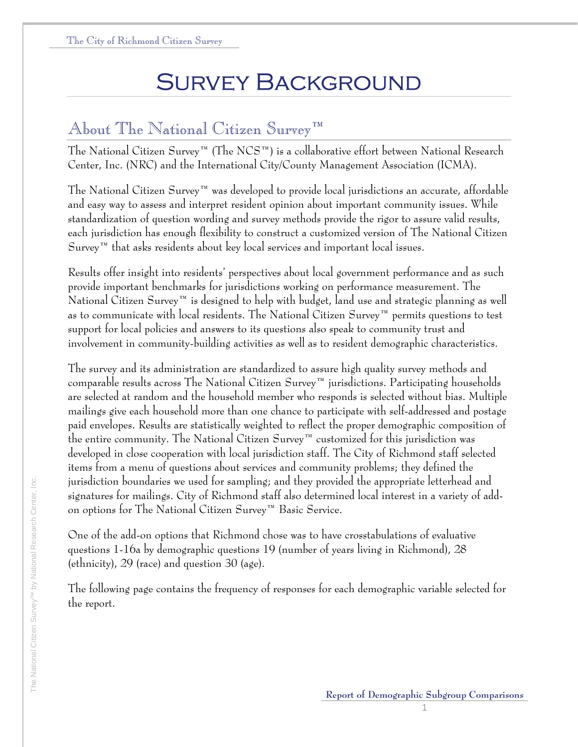# Survey Background

## About The National Citizen Survey™

The National Citizen Survey™ (The NCS™) is a collaborative effort between National Research Center, Inc. (NRC) and the International City/County Management Association (ICMA).

The National Citizen Survey™ was developed to provide local jurisdictions an accurate, affordable and easy way to assess and interpret resident opinion about important community issues. While standardization of question wording and survey methods provide the rigor to assure valid results, each jurisdiction has enough flexibility to construct a customized version of The National Citizen Survey™ that asks residents about key local services and important local issues.

Results offer insight into residents' perspectives about local government performance and as such provide important benchmarks for jurisdictions working on performance measurement. The National Citizen Survey™ is designed to help with budget, land use and strategic planning as well as to communicate with local residents. The National Citizen Survey™ permits questions to test support for local policies and answers to its questions also speak to community trust and involvement in community-building activities as well as to resident demographic characteristics.

The survey and its administration are standardized to assure high quality survey methods and comparable results across The National Citizen Survey™ jurisdictions. Participating households are selected at random and the household member who responds is selected without bias. Multiple mailings give each household more than one chance to participate with self-addressed and postage paid envelopes. Results are statistically weighted to reflect the proper demographic composition of the entire community. The National Citizen Survey™ customized for this jurisdiction was developed in close cooperation with local jurisdiction staff. The City of Richmond staff selected items from a menu of questions about services and community problems; they defined the jurisdiction boundaries we used for sampling; and they provided the appropriate letterhead and signatures for mailings. City of Richmond staff also determined local interest in a variety of add-on options for The National Citizen Survey™ Basic Service.

One of the add-on options that Richmond chose was to have crosstabulations of evaluative questions 1-16a by demographic questions 19 (number of years living in Richmond), 28 (ethnicity), 29 (race) and question 30 (age).

The following page contains the frequency of responses for each demographic variable selected for the report.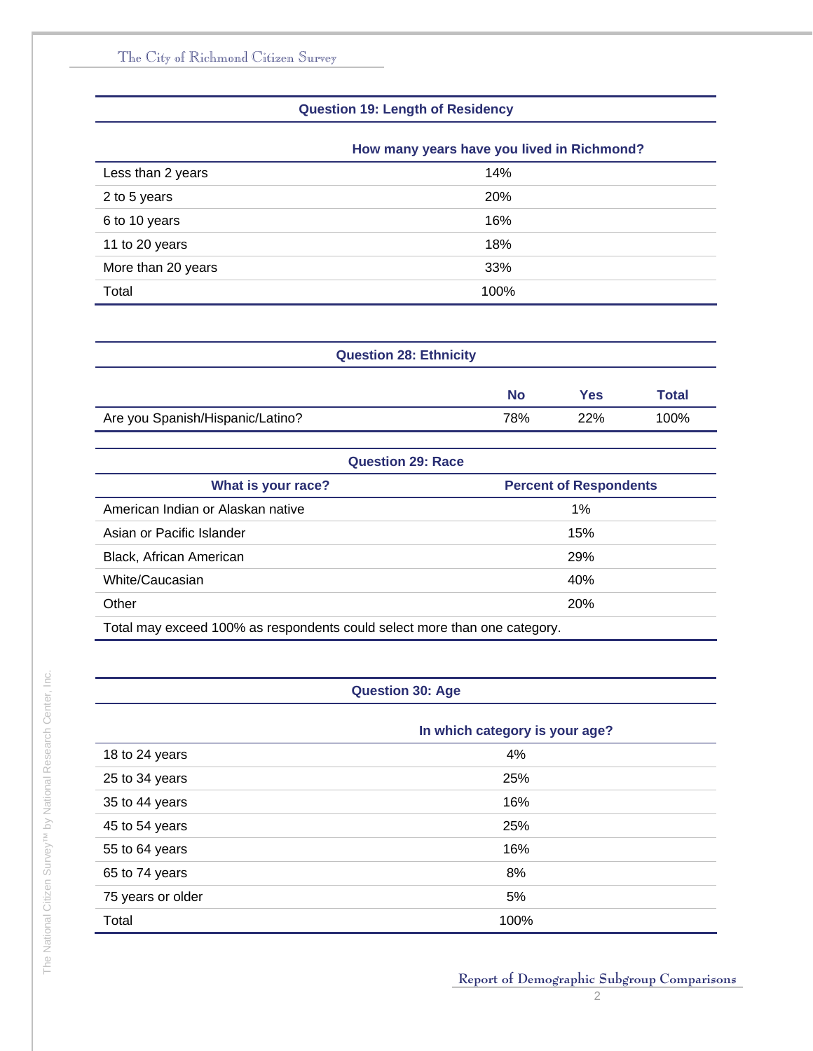| Question 19: Length of Residency | |
|---|---|
| | How many years have you lived in Richmond? |
| Less than 2 years | 14% |
| 2 to 5 years | 20% |
| 6 to 10 years | 16% |
| 11 to 20 years | 18% |
| More than 20 years | 33% |
| Total | 100% |

| Question 28: Ethnicity | | | |
|---|---|---|---|
| | No | Yes | Total |
| Are you Spanish/Hispanic/Latino? | 78% | 22% | 100% |

| Question 29: Race | |
|---|---|
| What is your race? | Percent of Respondents |
| American Indian or Alaskan native | 1% |
| Asian or Pacific Islander | 15% |
| Black, African American | 29% |
| White/Caucasian | 40% |
| Other | 20% |
| Total may exceed 100% as respondents could select more than one category. | |

| Question 30: Age | |
|---|---|
| | In which category is your age? |
| 18 to 24 years | 4% |
| 25 to 34 years | 25% |
| 35 to 44 years | 16% |
| 45 to 54 years | 25% |
| 55 to 64 years | 16% |
| 65 to 74 years | 8% |
| 75 years or older | 5% |
| Total | 100% |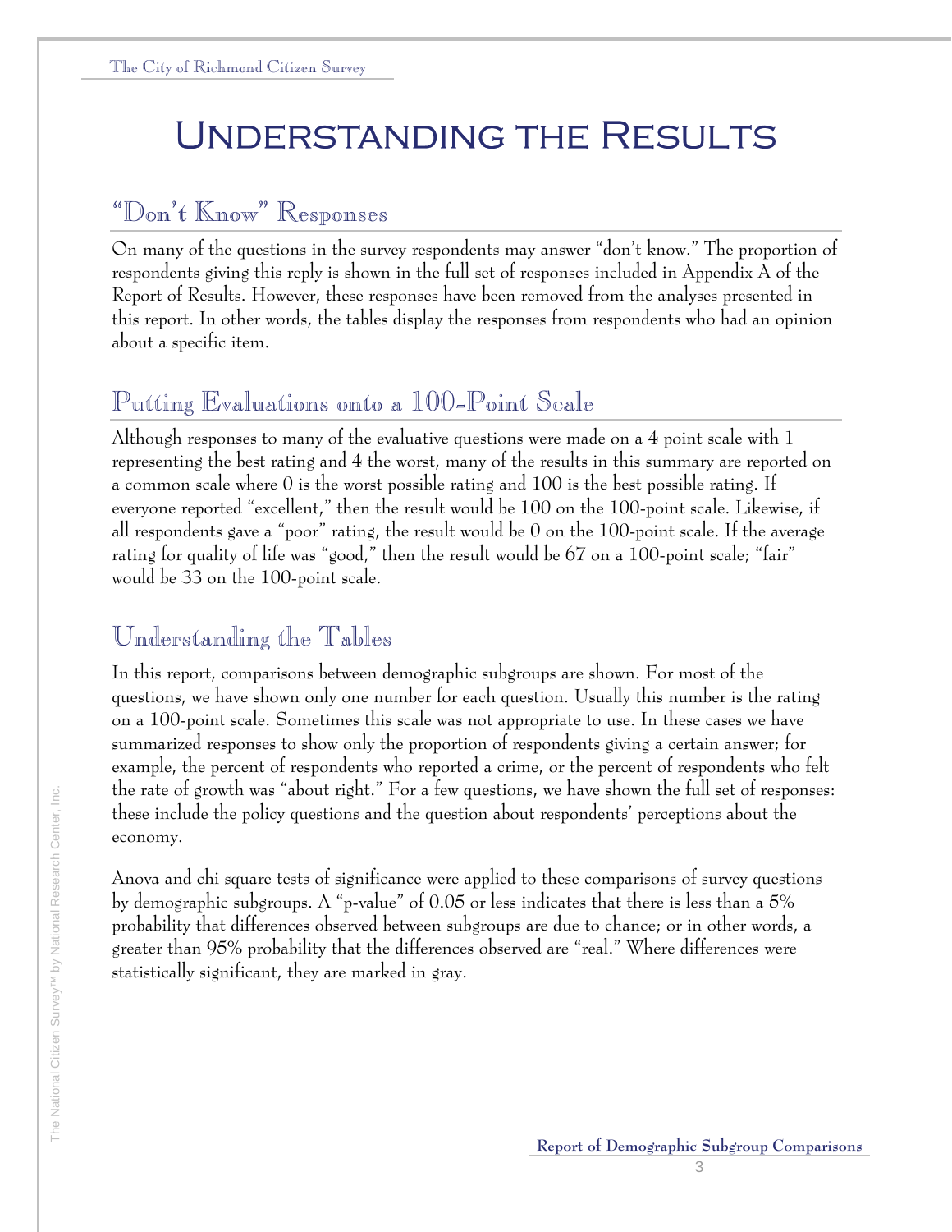# Understanding the Results

## "Don't Know" Responses

On many of the questions in the survey respondents may answer "don't know." The proportion of respondents giving this reply is shown in the full set of responses included in Appendix A of the Report of Results. However, these responses have been removed from the analyses presented in this report. In other words, the tables display the responses from respondents who had an opinion about a specific item.

## Putting Evaluations onto a 100-Point Scale

Although responses to many of the evaluative questions were made on a 4 point scale with 1 representing the best rating and 4 the worst, many of the results in this summary are reported on a common scale where 0 is the worst possible rating and 100 is the best possible rating. If everyone reported "excellent," then the result would be 100 on the 100-point scale. Likewise, if all respondents gave a "poor" rating, the result would be 0 on the 100-point scale. If the average rating for quality of life was "good," then the result would be 67 on a 100-point scale; "fair" would be 33 on the 100-point scale.

## Understanding the Tables

In this report, comparisons between demographic subgroups are shown. For most of the questions, we have shown only one number for each question. Usually this number is the rating on a 100-point scale. Sometimes this scale was not appropriate to use. In these cases we have summarized responses to show only the proportion of respondents giving a certain answer; for example, the percent of respondents who reported a crime, or the percent of respondents who felt the rate of growth was "about right." For a few questions, we have shown the full set of responses: these include the policy questions and the question about respondents' perceptions about the economy.

Anova and chi square tests of significance were applied to these comparisons of survey questions by demographic subgroups. A "p-value" of 0.05 or less indicates that there is less than a 5% probability that differences observed between subgroups are due to chance; or in other words, a greater than 95% probability that the differences observed are "real." Where differences were statistically significant, they are marked in gray.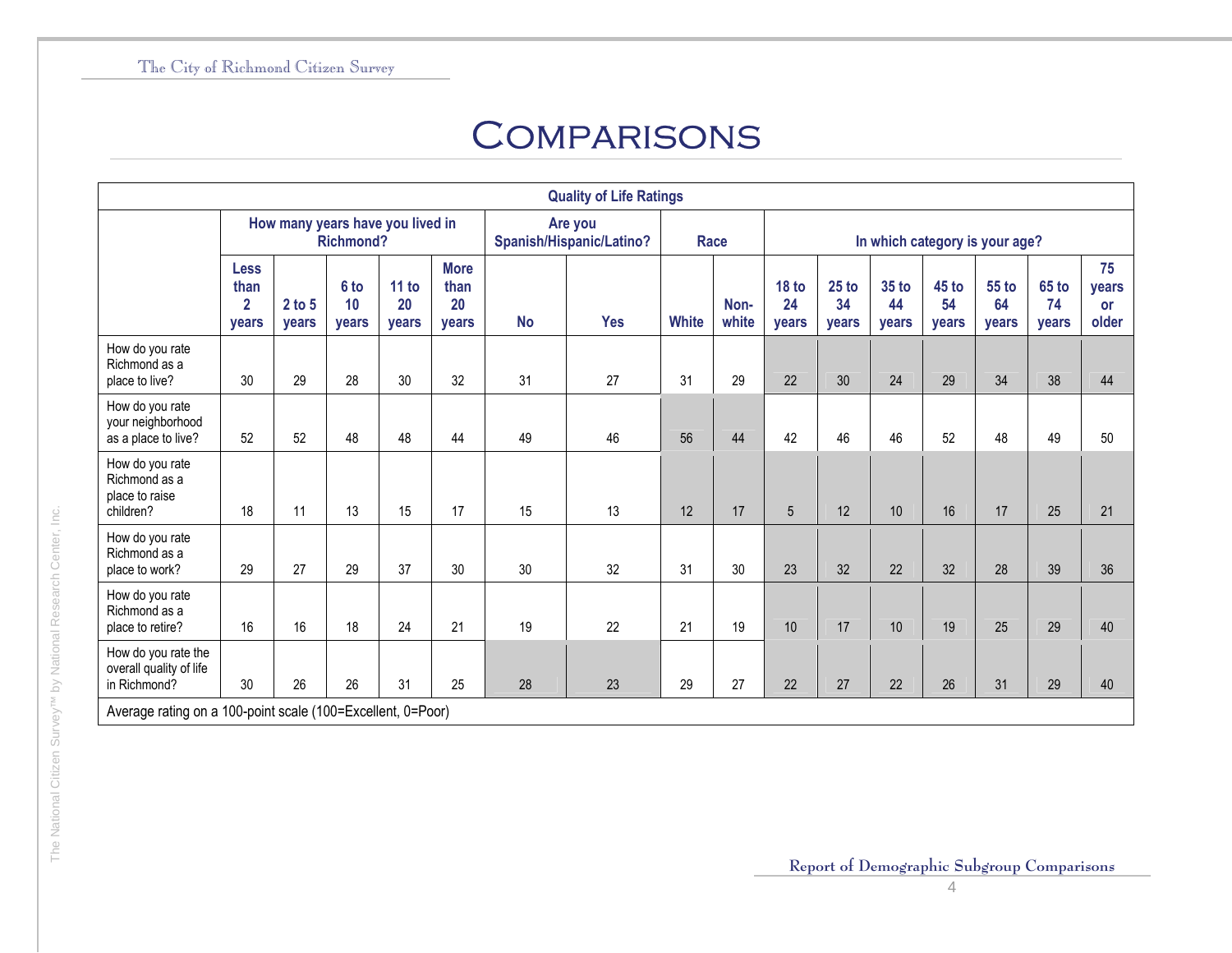# Comparisons

| Quality of Life Ratings | | | | | | | | | | | | | | | | |
|---|---|---|---|---|---|---|---|---|---|---|---|---|---|---|---|---|
| | How many years have you lived in Richmond? | | | | | Are you Spanish/Hispanic/Latino? | | Race | | In which category is your age? | | | | | | |
| | Less than 2 years | 2 to 5 years | 6 to 10 years | 11 to 20 years | More than 20 years | No | Yes | White | Non-white | 18 to 24 years | 25 to 34 years | 35 to 44 years | 45 to 54 years | 55 to 64 years | 65 to 74 years | 75 years or older |
| How do you rate Richmond as a place to live? | 30 | 29 | 28 | 30 | 32 | 31 | 27 | 31 | 29 | 22 | 30 | 24 | 29 | 34 | 38 | 44 |
| How do you rate your neighborhood as a place to live? | 52 | 52 | 48 | 48 | 44 | 49 | 46 | 56 | 44 | 42 | 46 | 46 | 52 | 48 | 49 | 50 |
| How do you rate Richmond as a place to raise children? | 18 | 11 | 13 | 15 | 17 | 15 | 13 | 12 | 17 | 5 | 12 | 10 | 16 | 17 | 25 | 21 |
| How do you rate Richmond as a place to work? | 29 | 27 | 29 | 37 | 30 | 30 | 32 | 31 | 30 | 23 | 32 | 22 | 32 | 28 | 39 | 36 |
| How do you rate Richmond as a place to retire? | 16 | 16 | 18 | 24 | 21 | 19 | 22 | 21 | 19 | 10 | 17 | 10 | 19 | 25 | 29 | 40 |
| How do you rate the overall quality of life in Richmond? | 30 | 26 | 26 | 31 | 25 | 28 | 23 | 29 | 27 | 22 | 27 | 22 | 26 | 31 | 29 | 40 |
| Average rating on a 100-point scale (100=Excellent, 0=Poor) | | | | | | | | | | | | | | | | |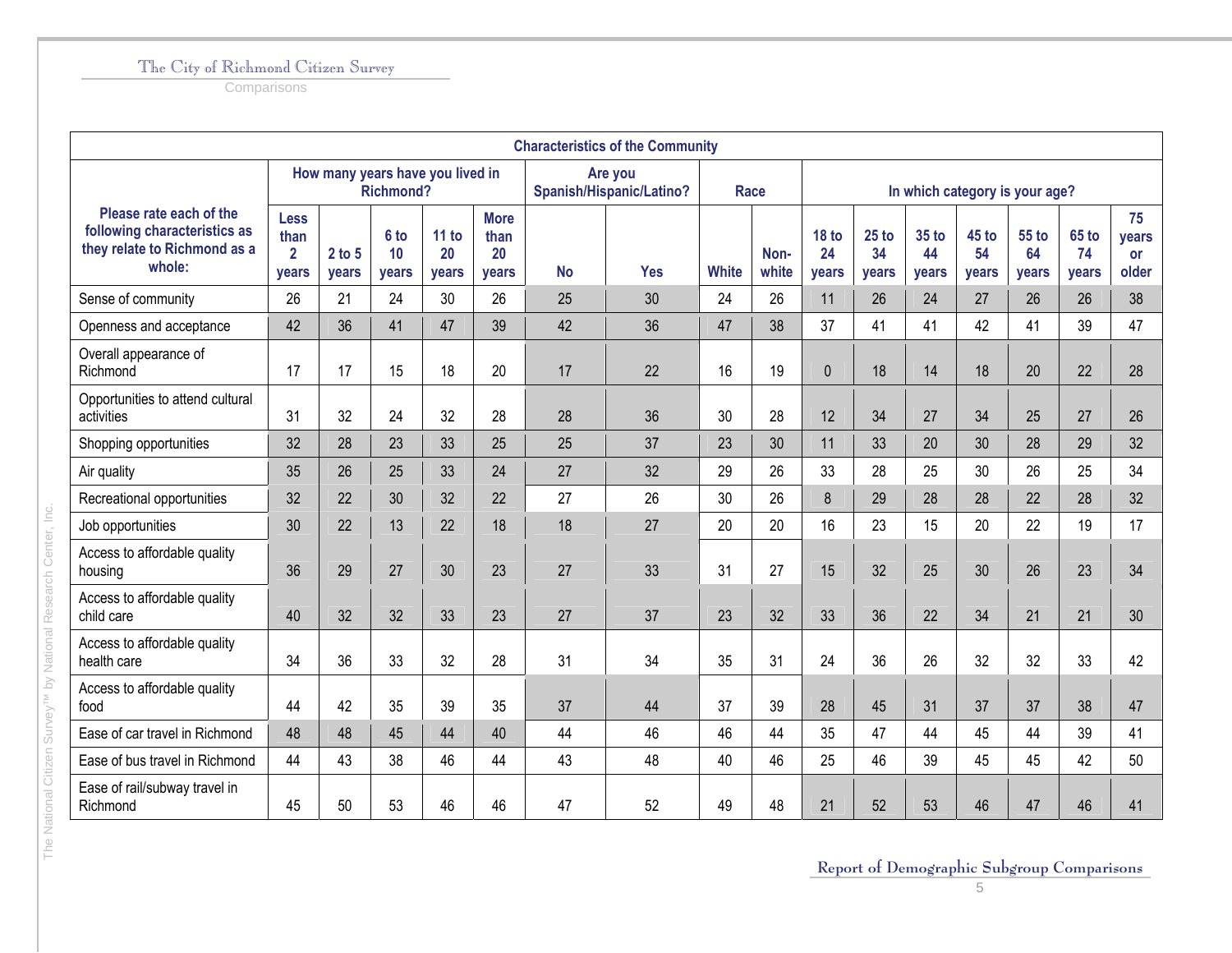| Characteristics of the Community | | | | | | | | | | | | | | | | |
|---|---|---|---|---|---|---|---|---|---|---|---|---|---|---|---|---|
| Please rate each of the following characteristics as they relate to Richmond as a whole: | How many years have you lived in Richmond? | | | | | Are you Spanish/Hispanic/Latino? | | Race | | In which category is your age? | | | | | | |
| | Less than 2 years | 2 to 5 years | 6 to 10 years | 11 to 20 years | More than 20 years | No | Yes | White | Non-white | 18 to 24 years | 25 to 34 years | 35 to 44 years | 45 to 54 years | 55 to 64 years | 65 to 74 years | 75 years or older |
| Sense of community | 26 | 21 | 24 | 30 | 26 | 25 | 30 | 24 | 26 | 11 | 26 | 24 | 27 | 26 | 26 | 38 |
| Openness and acceptance | 42 | 36 | 41 | 47 | 39 | 42 | 36 | 47 | 38 | 37 | 41 | 41 | 42 | 41 | 39 | 47 |
| Overall appearance of Richmond | 17 | 17 | 15 | 18 | 20 | 17 | 22 | 16 | 19 | 0 | 18 | 14 | 18 | 20 | 22 | 28 |
| Opportunities to attend cultural activities | 31 | 32 | 24 | 32 | 28 | 28 | 36 | 30 | 28 | 12 | 34 | 27 | 34 | 25 | 27 | 26 |
| Shopping opportunities | 32 | 28 | 23 | 33 | 25 | 25 | 37 | 23 | 30 | 11 | 33 | 20 | 30 | 28 | 29 | 32 |
| Air quality | 35 | 26 | 25 | 33 | 24 | 27 | 32 | 29 | 26 | 33 | 28 | 25 | 30 | 26 | 25 | 34 |
| Recreational opportunities | 32 | 22 | 30 | 32 | 22 | 27 | 26 | 30 | 26 | 8 | 29 | 28 | 28 | 22 | 28 | 32 |
| Job opportunities | 30 | 22 | 13 | 22 | 18 | 18 | 27 | 20 | 20 | 16 | 23 | 15 | 20 | 22 | 19 | 17 |
| Access to affordable quality housing | 36 | 29 | 27 | 30 | 23 | 27 | 33 | 31 | 27 | 15 | 32 | 25 | 30 | 26 | 23 | 34 |
| Access to affordable quality child care | 40 | 32 | 32 | 33 | 23 | 27 | 37 | 23 | 32 | 33 | 36 | 22 | 34 | 21 | 21 | 30 |
| Access to affordable quality health care | 34 | 36 | 33 | 32 | 28 | 31 | 34 | 35 | 31 | 24 | 36 | 26 | 32 | 32 | 33 | 42 |
| Access to affordable quality food | 44 | 42 | 35 | 39 | 35 | 37 | 44 | 37 | 39 | 28 | 45 | 31 | 37 | 37 | 38 | 47 |
| Ease of car travel in Richmond | 48 | 48 | 45 | 44 | 40 | 44 | 46 | 46 | 44 | 35 | 47 | 44 | 45 | 44 | 39 | 41 |
| Ease of bus travel in Richmond | 44 | 43 | 38 | 46 | 44 | 43 | 48 | 40 | 46 | 25 | 46 | 39 | 45 | 45 | 42 | 50 |
| Ease of rail/subway travel in Richmond | 45 | 50 | 53 | 46 | 46 | 47 | 52 | 49 | 48 | 21 | 52 | 53 | 46 | 47 | 46 | 41 |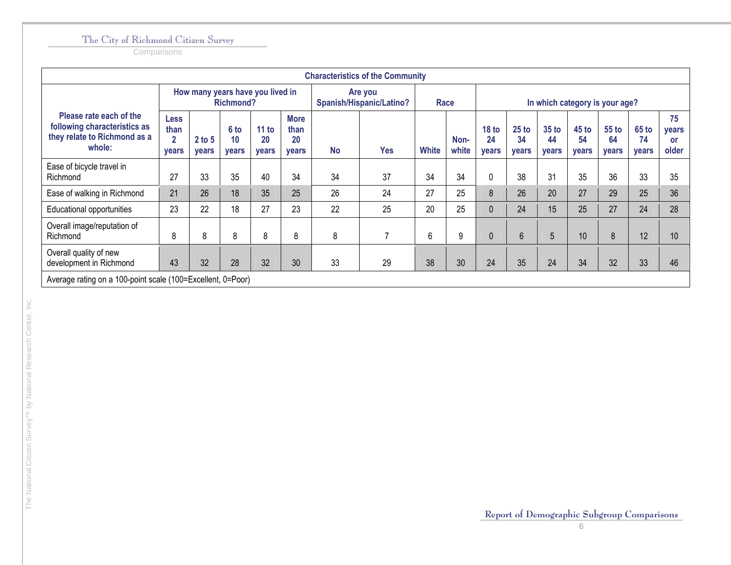| Characteristics of the Community | | | | | | | | | | | | | | | | |
|---|---|---|---|---|---|---|---|---|---|---|---|---|---|---|---|---|
| Please rate each of the following characteristics as they relate to Richmond as a whole: | How many years have you lived in Richmond? | | | | | Are you Spanish/Hispanic/Latino? | | Race | | In which category is your age? | | | | | | |
| | Less than 2 years | 2 to 5 years | 6 to 10 years | 11 to 20 years | More than 20 years | No | Yes | White | Non-white | 18 to 24 years | 25 to 34 years | 35 to 44 years | 45 to 54 years | 55 to 64 years | 65 to 74 years | 75 years or older |
| Ease of bicycle travel in Richmond | 27 | 33 | 35 | 40 | 34 | 34 | 37 | 34 | 34 | 0 | 38 | 31 | 35 | 36 | 33 | 35 |
| Ease of walking in Richmond | 21 | 26 | 18 | 35 | 25 | 26 | 24 | 27 | 25 | 8 | 26 | 20 | 27 | 29 | 25 | 36 |
| Educational opportunities | 23 | 22 | 18 | 27 | 23 | 22 | 25 | 20 | 25 | 0 | 24 | 15 | 25 | 27 | 24 | 28 |
| Overall image/reputation of Richmond | 8 | 8 | 8 | 8 | 8 | 8 | 7 | 6 | 9 | 0 | 6 | 5 | 10 | 8 | 12 | 10 |
| Overall quality of new development in Richmond | 43 | 32 | 28 | 32 | 30 | 33 | 29 | 38 | 30 | 24 | 35 | 24 | 34 | 32 | 33 | 46 |

Average rating on a 100-point scale (100=Excellent, 0=Poor)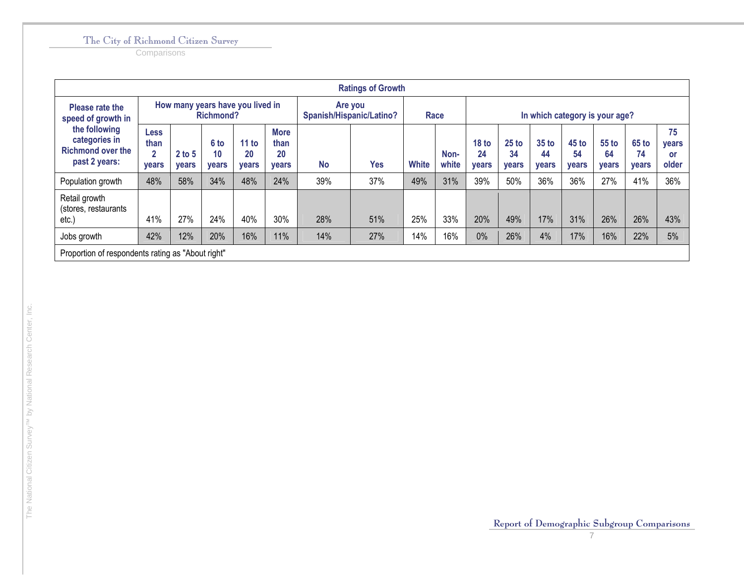| Ratings of Growth | | | | | | | | | | | | | | | | | |
|---|---|---|---|---|---|---|---|---|---|---|---|---|---|---|---|---|---|
| Please rate the speed of growth in the following categories in Richmond over the past 2 years: | How many years have you lived in Richmond? | | | | | Are you Spanish/Hispanic/Latino? | | Race | | In which category is your age? | | | | | | |
| | Less than 2 years | 2 to 5 years | 6 to 10 years | 11 to 20 years | More than 20 years | No | Yes | White | Non-white | 18 to 24 years | 25 to 34 years | 35 to 44 years | 45 to 54 years | 55 to 64 years | 65 to 74 years | 75 years or older |
| Population growth | 48% | 58% | 34% | 48% | 24% | 39% | 37% | 49% | 31% | 39% | 50% | 36% | 36% | 27% | 41% | 36% |
| Retail growth (stores, restaurants etc.) | 41% | 27% | 24% | 40% | 30% | 28% | 51% | 25% | 33% | 20% | 49% | 17% | 31% | 26% | 26% | 43% |
| Jobs growth | 42% | 12% | 20% | 16% | 11% | 14% | 27% | 14% | 16% | 0% | 26% | 4% | 17% | 16% | 22% | 5% |

Proportion of respondents rating as "About right"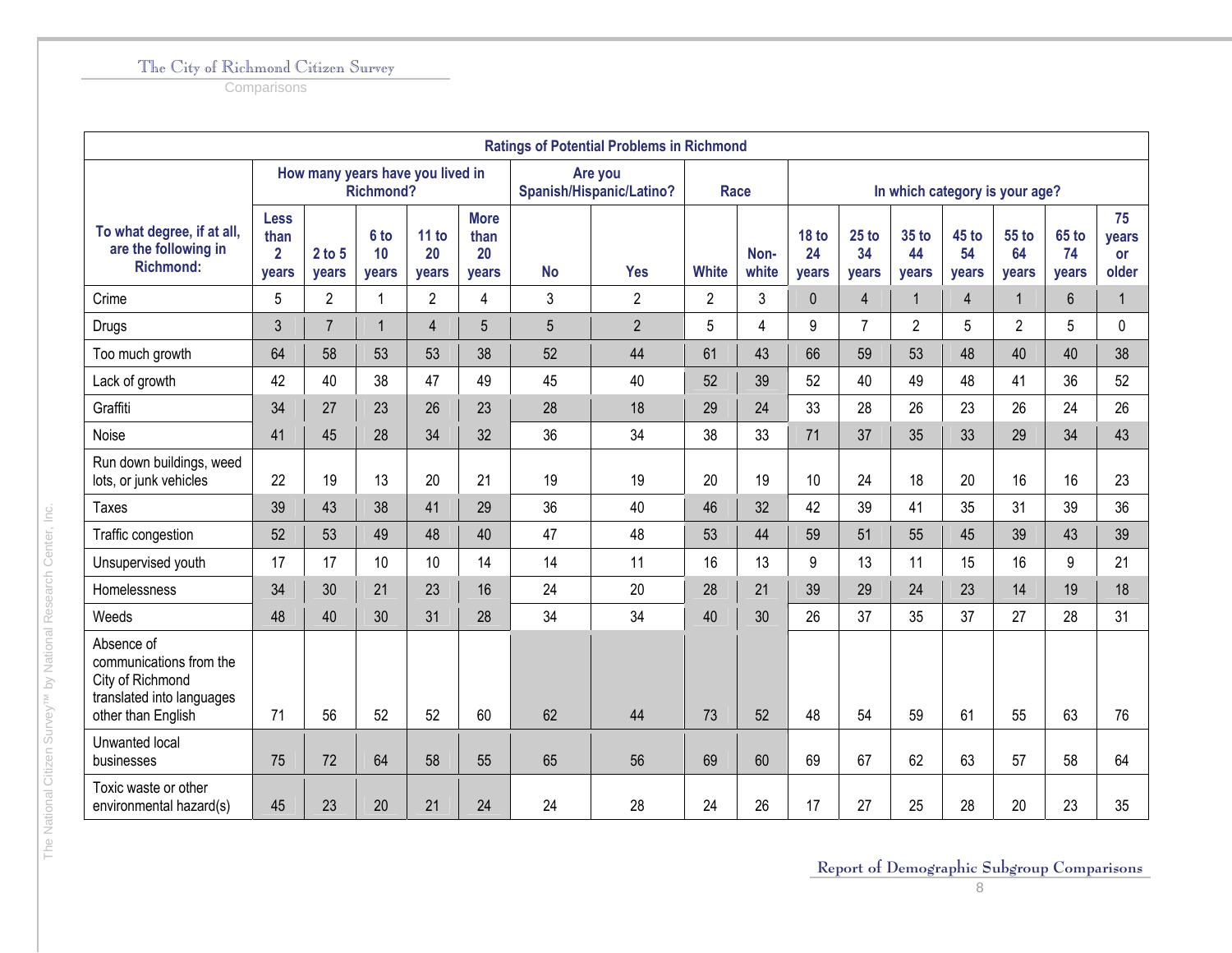| Ratings of Potential Problems in Richmond | | | | | | | | | | | | | | | | |
|---|---|---|---|---|---|---|---|---|---|---|---|---|---|---|---|---|
| To what degree, if at all, are the following in Richmond: | How many years have you lived in Richmond? | | | | | Are you Spanish/Hispanic/Latino? | | Race | | In which category is your age? | | | | | | |
| | Less than 2 years | 2 to 5 years | 6 to 10 years | 11 to 20 years | More than 20 years | No | Yes | White | Non-white | 18 to 24 years | 25 to 34 years | 35 to 44 years | 45 to 54 years | 55 to 64 years | 65 to 74 years | 75 years or older |
| Crime | 5 | 2 | 1 | 2 | 4 | 3 | 2 | 2 | 3 | 0 | 4 | 1 | 4 | 1 | 6 | 1 |
| Drugs | 3 | 7 | 1 | 4 | 5 | 5 | 2 | 5 | 4 | 9 | 7 | 2 | 5 | 2 | 5 | 0 |
| Too much growth | 64 | 58 | 53 | 53 | 38 | 52 | 44 | 61 | 43 | 66 | 59 | 53 | 48 | 40 | 40 | 38 |
| Lack of growth | 42 | 40 | 38 | 47 | 49 | 45 | 40 | 52 | 39 | 52 | 40 | 49 | 48 | 41 | 36 | 52 |
| Graffiti | 34 | 27 | 23 | 26 | 23 | 28 | 18 | 29 | 24 | 33 | 28 | 26 | 23 | 26 | 24 | 26 |
| Noise | 41 | 45 | 28 | 34 | 32 | 36 | 34 | 38 | 33 | 71 | 37 | 35 | 33 | 29 | 34 | 43 |
| Run down buildings, weed lots, or junk vehicles | 22 | 19 | 13 | 20 | 21 | 19 | 19 | 20 | 19 | 10 | 24 | 18 | 20 | 16 | 16 | 23 |
| Taxes | 39 | 43 | 38 | 41 | 29 | 36 | 40 | 46 | 32 | 42 | 39 | 41 | 35 | 31 | 39 | 36 |
| Traffic congestion | 52 | 53 | 49 | 48 | 40 | 47 | 48 | 53 | 44 | 59 | 51 | 55 | 45 | 39 | 43 | 39 |
| Unsupervised youth | 17 | 17 | 10 | 10 | 14 | 14 | 11 | 16 | 13 | 9 | 13 | 11 | 15 | 16 | 9 | 21 |
| Homelessness | 34 | 30 | 21 | 23 | 16 | 24 | 20 | 28 | 21 | 39 | 29 | 24 | 23 | 14 | 19 | 18 |
| Weeds | 48 | 40 | 30 | 31 | 28 | 34 | 34 | 40 | 30 | 26 | 37 | 35 | 37 | 27 | 28 | 31 |
| Absence of communications from the City of Richmond translated into languages other than English | 71 | 56 | 52 | 52 | 60 | 62 | 44 | 73 | 52 | 48 | 54 | 59 | 61 | 55 | 63 | 76 |
| Unwanted local businesses | 75 | 72 | 64 | 58 | 55 | 65 | 56 | 69 | 60 | 69 | 67 | 62 | 63 | 57 | 58 | 64 |
| Toxic waste or other environmental hazard(s) | 45 | 23 | 20 | 21 | 24 | 24 | 28 | 24 | 26 | 17 | 27 | 25 | 28 | 20 | 23 | 35 |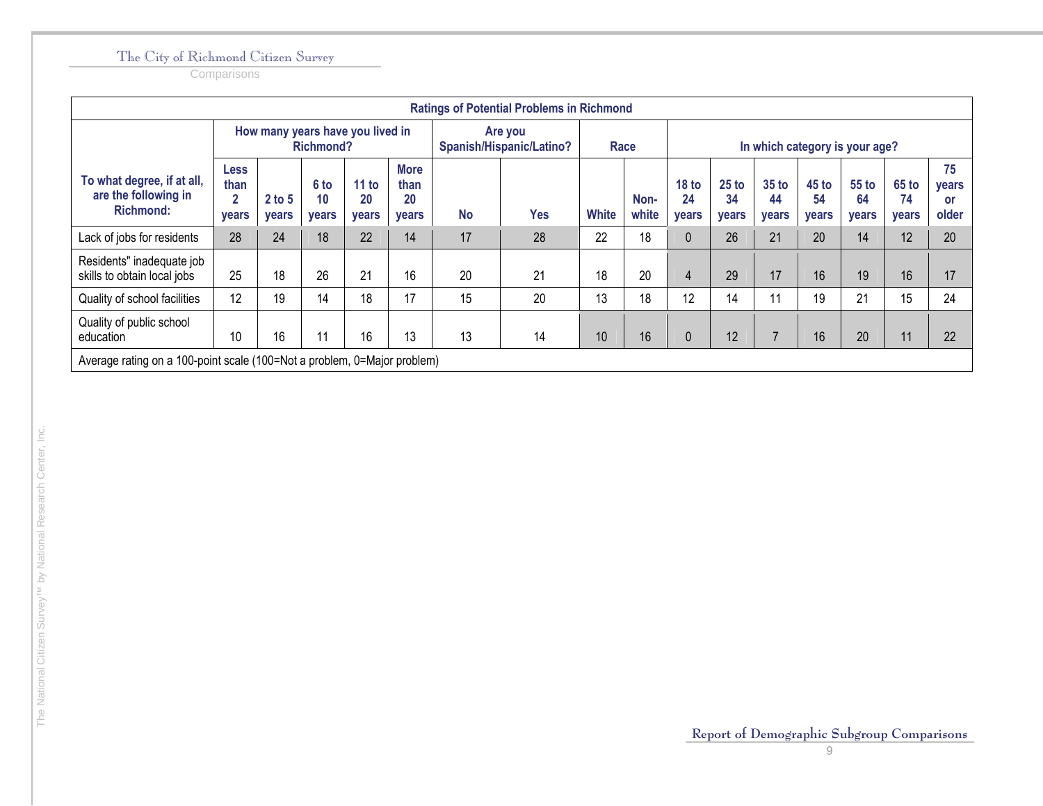| Ratings of Potential Problems in Richmond | | | | | | | | | | | | | | | | |
|---|---|---|---|---|---|---|---|---|---|---|---|---|---|---|---|---|
| | How many years have you lived in Richmond? | | | | | Are you Spanish/Hispanic/Latino? | | Race | | In which category is your age? | | | | | | |
| To what degree, if at all, are the following in Richmond: | Less than 2 years | 2 to 5 years | 6 to 10 years | 11 to 20 years | More than 20 years | No | Yes | White | Non-white | 18 to 24 years | 25 to 34 years | 35 to 44 years | 45 to 54 years | 55 to 64 years | 65 to 74 years | 75 years or older |
| Lack of jobs for residents | 28 | 24 | 18 | 22 | 14 | 17 | 28 | 22 | 18 | 0 | 26 | 21 | 20 | 14 | 12 | 20 |
| Residents" inadequate job skills to obtain local jobs | 25 | 18 | 26 | 21 | 16 | 20 | 21 | 18 | 20 | 4 | 29 | 17 | 16 | 19 | 16 | 17 |
| Quality of school facilities | 12 | 19 | 14 | 18 | 17 | 15 | 20 | 13 | 18 | 12 | 14 | 11 | 19 | 21 | 15 | 24 |
| Quality of public school education | 10 | 16 | 11 | 16 | 13 | 13 | 14 | 10 | 16 | 0 | 12 | 7 | 16 | 20 | 11 | 22 |
| Average rating on a 100-point scale (100=Not a problem, 0=Major problem) | | | | | | | | | | | | | | | | |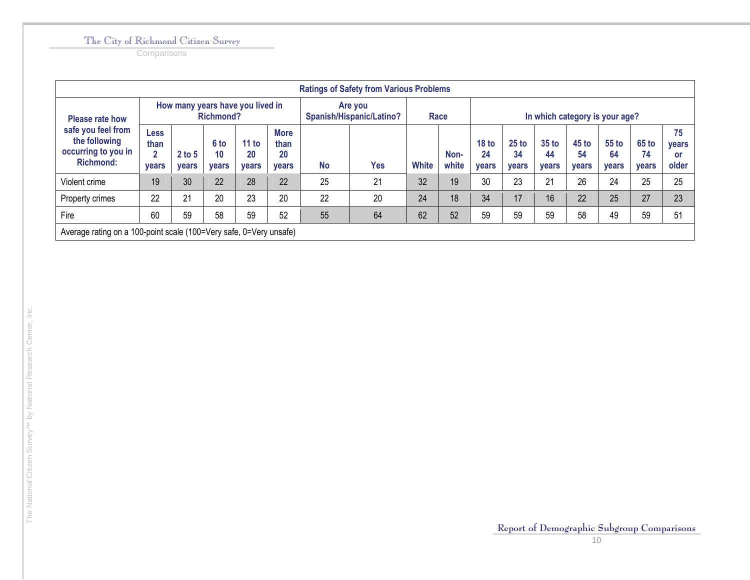| Ratings of Safety from Various Problems | | | | | | | | | | | | | | | | |
|---|---|---|---|---|---|---|---|---|---|---|---|---|---|---|---|---|
| Please rate how safe you feel from the following occurring to you in Richmond: | How many years have you lived in Richmond? | | | | | Are you Spanish/Hispanic/Latino? | | Race | | In which category is your age? | | | | | | |
| | Less than 2 years | 2 to 5 years | 6 to 10 years | 11 to 20 years | More than 20 years | No | Yes | White | Non-white | 18 to 24 years | 25 to 34 years | 35 to 44 years | 45 to 54 years | 55 to 64 years | 65 to 74 years | 75 years or older |
| Violent crime | 19 | 30 | 22 | 28 | 22 | 25 | 21 | 32 | 19 | 30 | 23 | 21 | 26 | 24 | 25 | 25 |
| Property crimes | 22 | 21 | 20 | 23 | 20 | 22 | 20 | 24 | 18 | 34 | 17 | 16 | 22 | 25 | 27 | 23 |
| Fire | 60 | 59 | 58 | 59 | 52 | 55 | 64 | 62 | 52 | 59 | 59 | 59 | 58 | 49 | 59 | 51 |
| Average rating on a 100-point scale (100=Very safe, 0=Very unsafe) | | | | | | | | | | | | | | | | |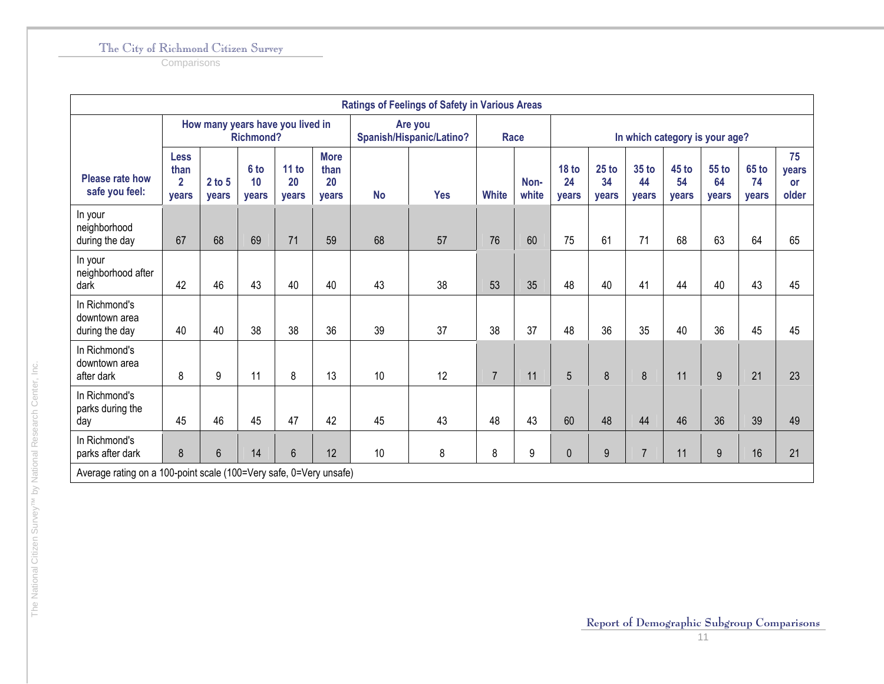| Ratings of Feelings of Safety in Various Areas | | | | | | | | | | | | | | | | |
|---|---|---|---|---|---|---|---|---|---|---|---|---|---|---|---|---|
| Please rate how safe you feel: | How many years have you lived in Richmond? | | | | | Are you Spanish/Hispanic/Latino? | | Race | | In which category is your age? | | | | | | |
| | Less than 2 years | 2 to 5 years | 6 to 10 years | 11 to 20 years | More than 20 years | No | Yes | White | Non-white | 18 to 24 years | 25 to 34 years | 35 to 44 years | 45 to 54 years | 55 to 64 years | 65 to 74 years | 75 years or older |
| In your neighborhood during the day | 67 | 68 | 69 | 71 | 59 | 68 | 57 | 76 | 60 | 75 | 61 | 71 | 68 | 63 | 64 | 65 |
| In your neighborhood after dark | 42 | 46 | 43 | 40 | 40 | 43 | 38 | 53 | 35 | 48 | 40 | 41 | 44 | 40 | 43 | 45 |
| In Richmond's downtown area during the day | 40 | 40 | 38 | 38 | 36 | 39 | 37 | 38 | 37 | 48 | 36 | 35 | 40 | 36 | 45 | 45 |
| In Richmond's downtown area after dark | 8 | 9 | 11 | 8 | 13 | 10 | 12 | 7 | 11 | 5 | 8 | 8 | 11 | 9 | 21 | 23 |
| In Richmond's parks during the day | 45 | 46 | 45 | 47 | 42 | 45 | 43 | 48 | 43 | 60 | 48 | 44 | 46 | 36 | 39 | 49 |
| In Richmond's parks after dark | 8 | 6 | 14 | 6 | 12 | 10 | 8 | 8 | 9 | 0 | 9 | 7 | 11 | 9 | 16 | 21 |

Average rating on a 100-point scale (100=Very safe, 0=Very unsafe)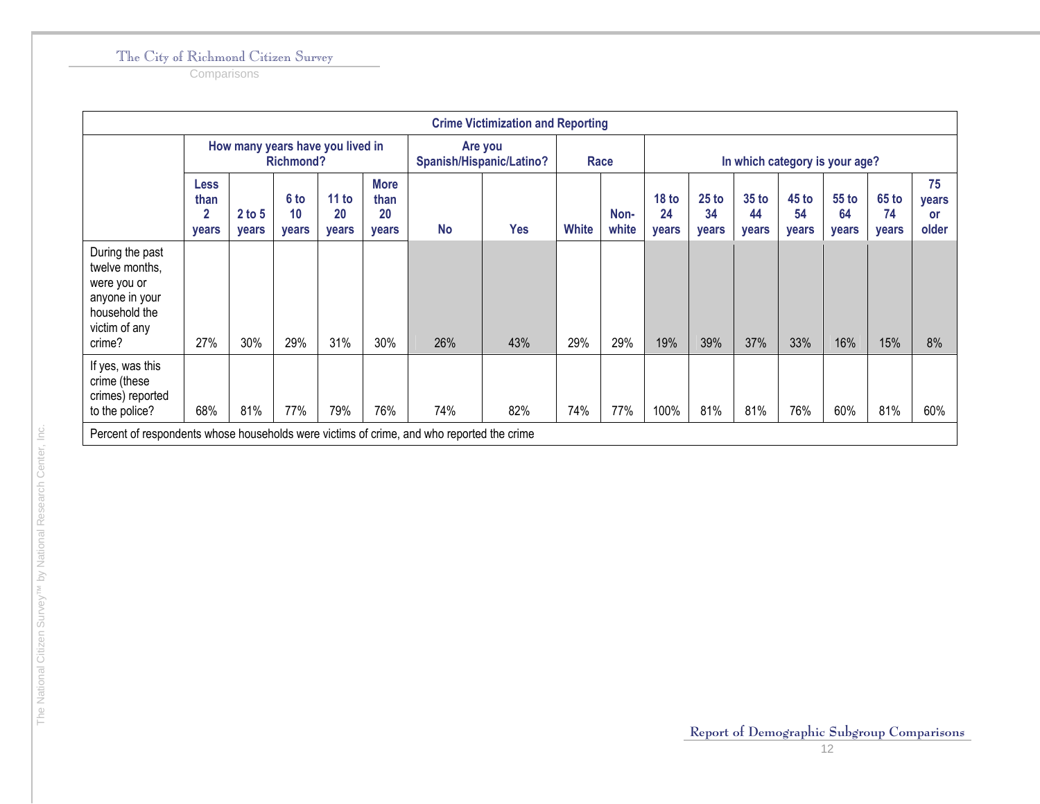| Crime Victimization and Reporting | | | | | | | | | | | | | | | | | |
|---|---|---|---|---|---|---|---|---|---|---|---|---|---|---|---|---|---|
| | How many years have you lived in Richmond? | | | | | Are you Spanish/Hispanic/Latino? | | Race | | In which category is your age? | | | | | | | |
| | Less than 2 years | 2 to 5 years | 6 to 10 years | 11 to 20 years | More than 20 years | No | Yes | White | Non-white | 18 to 24 years | 25 to 34 years | 35 to 44 years | 45 to 54 years | 55 to 64 years | 65 to 74 years | 75 years or older |
| During the past twelve months, were you or anyone in your household the victim of any crime? | 27% | 30% | 29% | 31% | 30% | 26% | 43% | 29% | 29% | 19% | 39% | 37% | 33% | 16% | 15% | 8% |
| If yes, was this crime (these crimes) reported to the police? | 68% | 81% | 77% | 79% | 76% | 74% | 82% | 74% | 77% | 100% | 81% | 81% | 76% | 60% | 81% | 60% |
| Percent of respondents whose households were victims of crime, and who reported the crime | | | | | | | | | | | | | | | | | |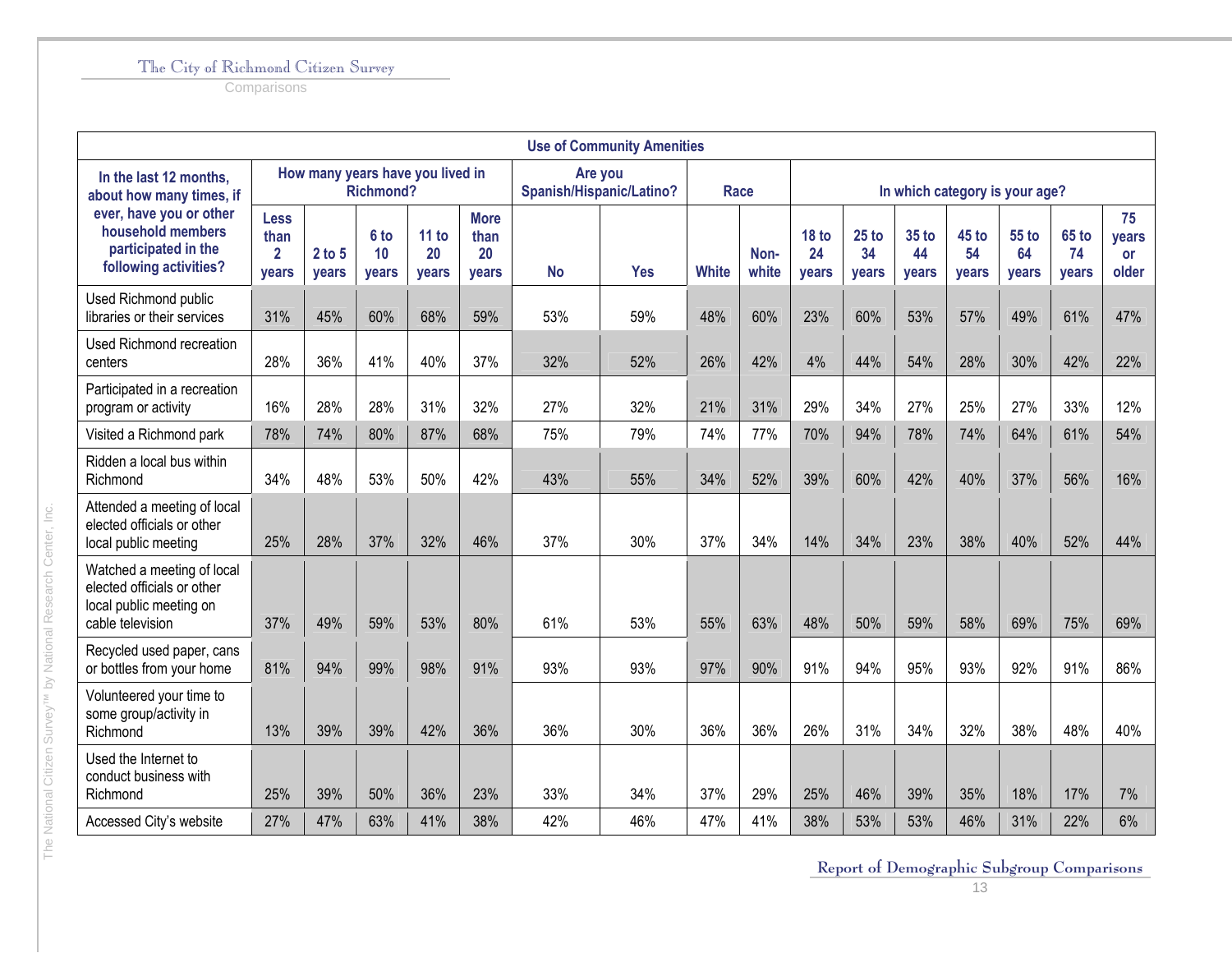| Use of Community Amenities | | | | | | | | | | | | | | | | |
|---|---|---|---|---|---|---|---|---|---|---|---|---|---|---|---|---|
| In the last 12 months, about how many times, if ever, have you or other household members participated in the following activities? | How many years have you lived in Richmond? | | | | | Are you Spanish/Hispanic/Latino? | | Race | | In which category is your age? | | | | | | |
| | Less than 2 years | 2 to 5 years | 6 to 10 years | 11 to 20 years | More than 20 years | No | Yes | White | Non-white | 18 to 24 years | 25 to 34 years | 35 to 44 years | 45 to 54 years | 55 to 64 years | 65 to 74 years | 75 years or older |
| Used Richmond public libraries or their services | 31% | 45% | 60% | 68% | 59% | 53% | 59% | 48% | 60% | 23% | 60% | 53% | 57% | 49% | 61% | 47% |
| Used Richmond recreation centers | 28% | 36% | 41% | 40% | 37% | 32% | 52% | 26% | 42% | 4% | 44% | 54% | 28% | 30% | 42% | 22% |
| Participated in a recreation program or activity | 16% | 28% | 28% | 31% | 32% | 27% | 32% | 21% | 31% | 29% | 34% | 27% | 25% | 27% | 33% | 12% |
| Visited a Richmond park | 78% | 74% | 80% | 87% | 68% | 75% | 79% | 74% | 77% | 70% | 94% | 78% | 74% | 64% | 61% | 54% |
| Ridden a local bus within Richmond | 34% | 48% | 53% | 50% | 42% | 43% | 55% | 34% | 52% | 39% | 60% | 42% | 40% | 37% | 56% | 16% |
| Attended a meeting of local elected officials or other local public meeting | 25% | 28% | 37% | 32% | 46% | 37% | 30% | 37% | 34% | 14% | 34% | 23% | 38% | 40% | 52% | 44% |
| Watched a meeting of local elected officials or other local public meeting on cable television | 37% | 49% | 59% | 53% | 80% | 61% | 53% | 55% | 63% | 48% | 50% | 59% | 58% | 69% | 75% | 69% |
| Recycled used paper, cans or bottles from your home | 81% | 94% | 99% | 98% | 91% | 93% | 93% | 97% | 90% | 91% | 94% | 95% | 93% | 92% | 91% | 86% |
| Volunteered your time to some group/activity in Richmond | 13% | 39% | 39% | 42% | 36% | 36% | 30% | 36% | 36% | 26% | 31% | 34% | 32% | 38% | 48% | 40% |
| Used the Internet to conduct business with Richmond | 25% | 39% | 50% | 36% | 23% | 33% | 34% | 37% | 29% | 25% | 46% | 39% | 35% | 18% | 17% | 7% |
| Accessed City's website | 27% | 47% | 63% | 41% | 38% | 42% | 46% | 47% | 41% | 38% | 53% | 53% | 46% | 31% | 22% | 6% |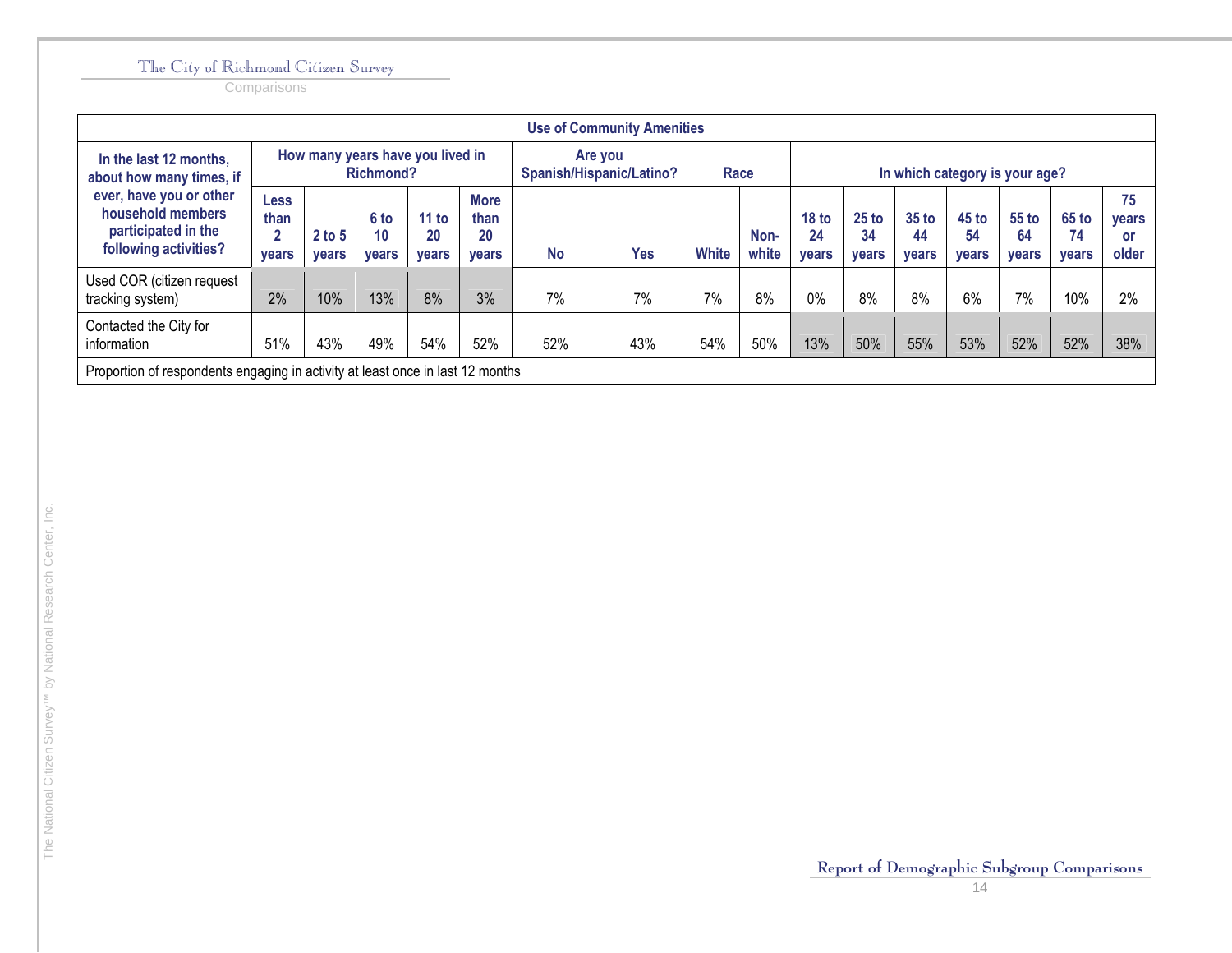| Use of Community Amenities | | | | | | | | | | | | | | | | | |
|---|---|---|---|---|---|---|---|---|---|---|---|---|---|---|---|---|---|
| In the last 12 months, about how many times, if ever, have you or other household members participated in the following activities? | How many years have you lived in Richmond? | | | | | Are you Spanish/Hispanic/Latino? | | Race | | In which category is your age? | | | | | | | |
| | Less than 2 years | 2 to 5 years | 6 to 10 years | 11 to 20 years | More than 20 years | No | Yes | White | Non-white | 18 to 24 years | 25 to 34 years | 35 to 44 years | 45 to 54 years | 55 to 64 years | 65 to 74 years | 75 years or older |
| Used COR (citizen request tracking system) | 2% | 10% | 13% | 8% | 3% | 7% | 7% | 7% | 8% | 0% | 8% | 8% | 6% | 7% | 10% | 2% |
| Contacted the City for information | 51% | 43% | 49% | 54% | 52% | 52% | 43% | 54% | 50% | 13% | 50% | 55% | 53% | 52% | 52% | 38% |

Proportion of respondents engaging in activity at least once in last 12 months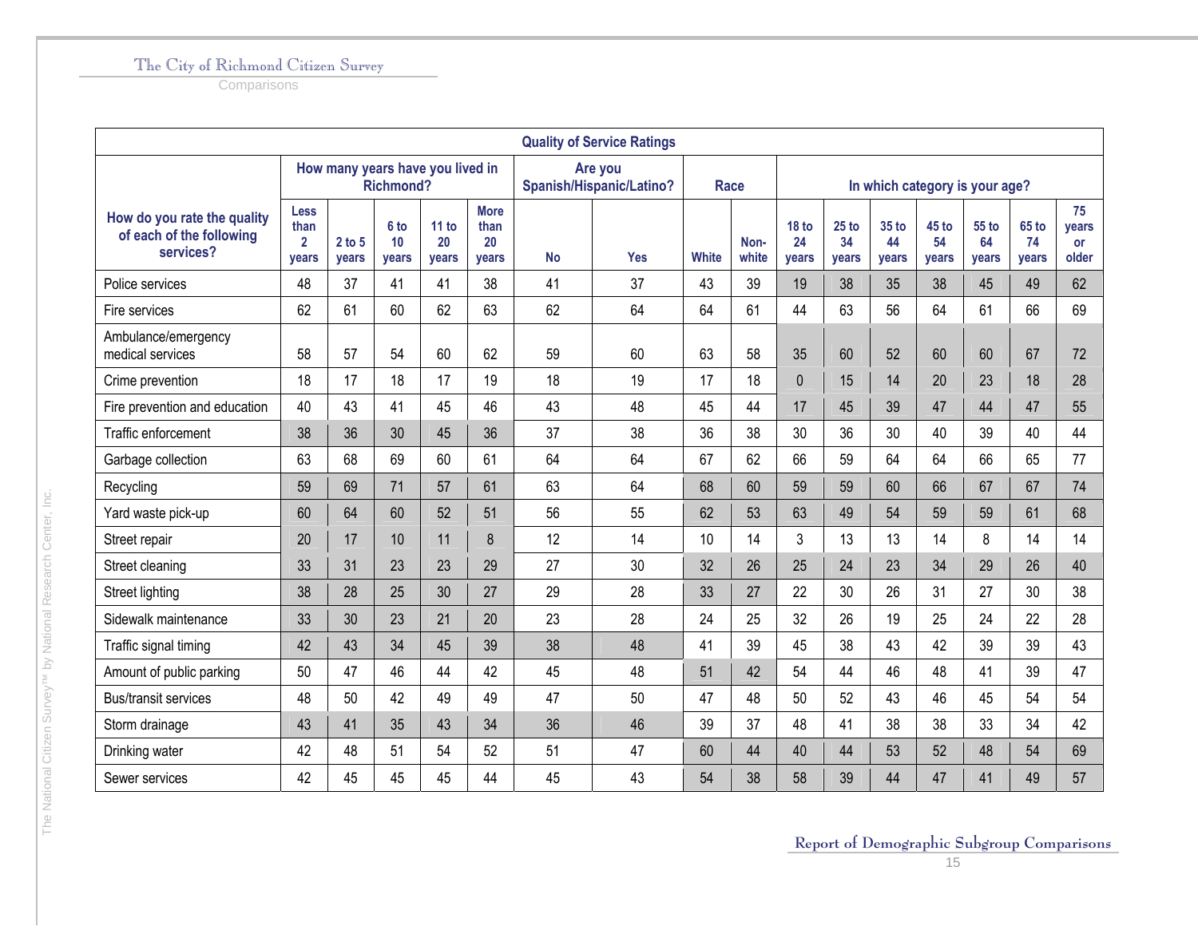| Quality of Service Ratings | | | | | | | | | | | | | | | | | |
|---|---|---|---|---|---|---|---|---|---|---|---|---|---|---|---|---|---|
| How do you rate the quality of each of the following services? | How many years have you lived in Richmond? | | | | | Are you Spanish/Hispanic/Latino? | | Race | | In which category is your age? | | | | | | | |
| | Less than 2 years | 2 to 5 years | 6 to 10 years | 11 to 20 years | More than 20 years | No | Yes | White | Non-white | 18 to 24 years | 25 to 34 years | 35 to 44 years | 45 to 54 years | 55 to 64 years | 65 to 74 years | 75 years or older |
| Police services | 48 | 37 | 41 | 41 | 38 | 41 | 37 | 43 | 39 | 19 | 38 | 35 | 38 | 45 | 49 | 62 |
| Fire services | 62 | 61 | 60 | 62 | 63 | 62 | 64 | 64 | 61 | 44 | 63 | 56 | 64 | 61 | 66 | 69 |
| Ambulance/emergency medical services | 58 | 57 | 54 | 60 | 62 | 59 | 60 | 63 | 58 | 35 | 60 | 52 | 60 | 60 | 67 | 72 |
| Crime prevention | 18 | 17 | 18 | 17 | 19 | 18 | 19 | 17 | 18 | 0 | 15 | 14 | 20 | 23 | 18 | 28 |
| Fire prevention and education | 40 | 43 | 41 | 45 | 46 | 43 | 48 | 45 | 44 | 17 | 45 | 39 | 47 | 44 | 47 | 55 |
| Traffic enforcement | 38 | 36 | 30 | 45 | 36 | 37 | 38 | 36 | 38 | 30 | 36 | 30 | 40 | 39 | 40 | 44 |
| Garbage collection | 63 | 68 | 69 | 60 | 61 | 64 | 64 | 67 | 62 | 66 | 59 | 64 | 64 | 66 | 65 | 77 |
| Recycling | 59 | 69 | 71 | 57 | 61 | 63 | 64 | 68 | 60 | 59 | 59 | 60 | 66 | 67 | 67 | 74 |
| Yard waste pick-up | 60 | 64 | 60 | 52 | 51 | 56 | 55 | 62 | 53 | 63 | 49 | 54 | 59 | 59 | 61 | 68 |
| Street repair | 20 | 17 | 10 | 11 | 8 | 12 | 14 | 10 | 14 | 3 | 13 | 13 | 14 | 8 | 14 | 14 |
| Street cleaning | 33 | 31 | 23 | 23 | 29 | 27 | 30 | 32 | 26 | 25 | 24 | 23 | 34 | 29 | 26 | 40 |
| Street lighting | 38 | 28 | 25 | 30 | 27 | 29 | 28 | 33 | 27 | 22 | 30 | 26 | 31 | 27 | 30 | 38 |
| Sidewalk maintenance | 33 | 30 | 23 | 21 | 20 | 23 | 28 | 24 | 25 | 32 | 26 | 19 | 25 | 24 | 22 | 28 |
| Traffic signal timing | 42 | 43 | 34 | 45 | 39 | 38 | 48 | 41 | 39 | 45 | 38 | 43 | 42 | 39 | 39 | 43 |
| Amount of public parking | 50 | 47 | 46 | 44 | 42 | 45 | 48 | 51 | 42 | 54 | 44 | 46 | 48 | 41 | 39 | 47 |
| Bus/transit services | 48 | 50 | 42 | 49 | 49 | 47 | 50 | 47 | 48 | 50 | 52 | 43 | 46 | 45 | 54 | 54 |
| Storm drainage | 43 | 41 | 35 | 43 | 34 | 36 | 46 | 39 | 37 | 48 | 41 | 38 | 38 | 33 | 34 | 42 |
| Drinking water | 42 | 48 | 51 | 54 | 52 | 51 | 47 | 60 | 44 | 40 | 44 | 53 | 52 | 48 | 54 | 69 |
| Sewer services | 42 | 45 | 45 | 45 | 44 | 45 | 43 | 54 | 38 | 58 | 39 | 44 | 47 | 41 | 49 | 57 |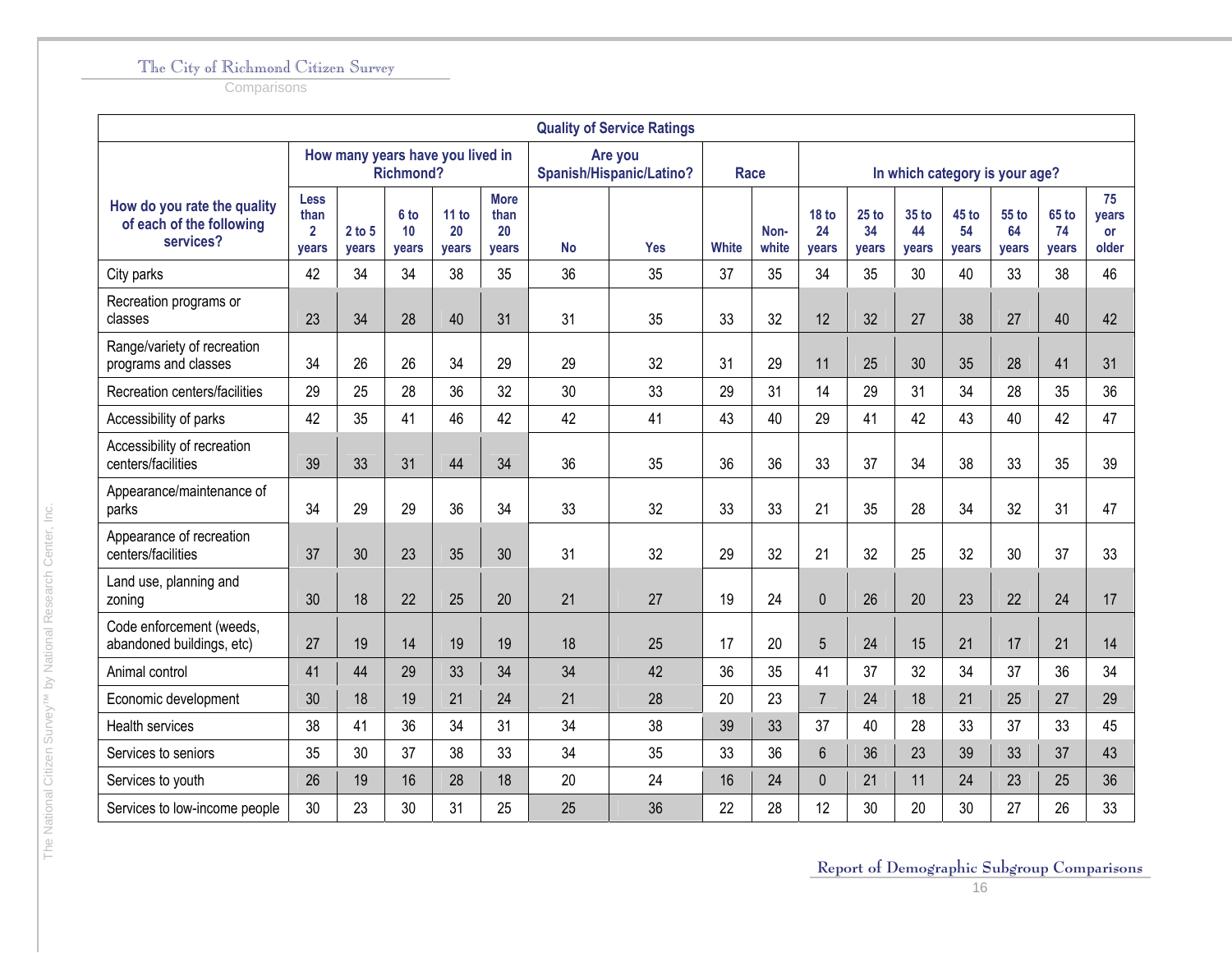| Quality of Service Ratings | | | | | | | | | | | | | | | | |
|---|---|---|---|---|---|---|---|---|---|---|---|---|---|---|---|---|
| How do you rate the quality of each of the following services? | How many years have you lived in Richmond? | | | | | Are you Spanish/Hispanic/Latino? | | Race | | In which category is your age? | | | | | | |
| | Less than 2 years | 2 to 5 years | 6 to 10 years | 11 to 20 years | More than 20 years | No | Yes | White | Non-white | 18 to 24 years | 25 to 34 years | 35 to 44 years | 45 to 54 years | 55 to 64 years | 65 to 74 years | 75 years or older |
| City parks | 42 | 34 | 34 | 38 | 35 | 36 | 35 | 37 | 35 | 34 | 35 | 30 | 40 | 33 | 38 | 46 |
| Recreation programs or classes | 23 | 34 | 28 | 40 | 31 | 31 | 35 | 33 | 32 | 12 | 32 | 27 | 38 | 27 | 40 | 42 |
| Range/variety of recreation programs and classes | 34 | 26 | 26 | 34 | 29 | 29 | 32 | 31 | 29 | 11 | 25 | 30 | 35 | 28 | 41 | 31 |
| Recreation centers/facilities | 29 | 25 | 28 | 36 | 32 | 30 | 33 | 29 | 31 | 14 | 29 | 31 | 34 | 28 | 35 | 36 |
| Accessibility of parks | 42 | 35 | 41 | 46 | 42 | 42 | 41 | 43 | 40 | 29 | 41 | 42 | 43 | 40 | 42 | 47 |
| Accessibility of recreation centers/facilities | 39 | 33 | 31 | 44 | 34 | 36 | 35 | 36 | 36 | 33 | 37 | 34 | 38 | 33 | 35 | 39 |
| Appearance/maintenance of parks | 34 | 29 | 29 | 36 | 34 | 33 | 32 | 33 | 33 | 21 | 35 | 28 | 34 | 32 | 31 | 47 |
| Appearance of recreation centers/facilities | 37 | 30 | 23 | 35 | 30 | 31 | 32 | 29 | 32 | 21 | 32 | 25 | 32 | 30 | 37 | 33 |
| Land use, planning and zoning | 30 | 18 | 22 | 25 | 20 | 21 | 27 | 19 | 24 | 0 | 26 | 20 | 23 | 22 | 24 | 17 |
| Code enforcement (weeds, abandoned buildings, etc) | 27 | 19 | 14 | 19 | 19 | 18 | 25 | 17 | 20 | 5 | 24 | 15 | 21 | 17 | 21 | 14 |
| Animal control | 41 | 44 | 29 | 33 | 34 | 34 | 42 | 36 | 35 | 41 | 37 | 32 | 34 | 37 | 36 | 34 |
| Economic development | 30 | 18 | 19 | 21 | 24 | 21 | 28 | 20 | 23 | 7 | 24 | 18 | 21 | 25 | 27 | 29 |
| Health services | 38 | 41 | 36 | 34 | 31 | 34 | 38 | 39 | 33 | 37 | 40 | 28 | 33 | 37 | 33 | 45 |
| Services to seniors | 35 | 30 | 37 | 38 | 33 | 34 | 35 | 33 | 36 | 6 | 36 | 23 | 39 | 33 | 37 | 43 |
| Services to youth | 26 | 19 | 16 | 28 | 18 | 20 | 24 | 16 | 24 | 0 | 21 | 11 | 24 | 23 | 25 | 36 |
| Services to low-income people | 30 | 23 | 30 | 31 | 25 | 25 | 36 | 22 | 28 | 12 | 30 | 20 | 30 | 27 | 26 | 33 |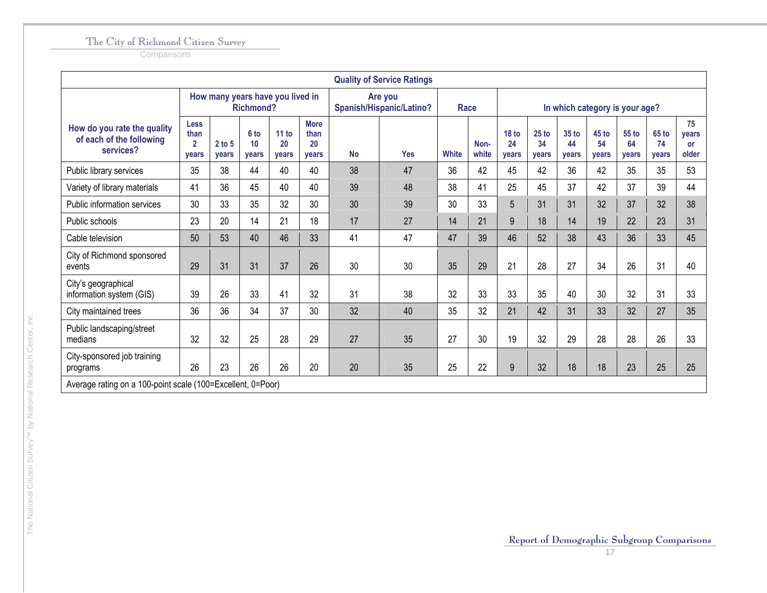| How do you rate the quality of each of the following services? | How many years have you lived in Richmond? | | | | | Are you Spanish/Hispanic/Latino? | | Race | | In which category is your age? | | | | | | |
|---|---|---|---|---|---|---|---|---|---|---|---|---|---|---|---|---|
| | Less than 2 years | 2 to 5 years | 6 to 10 years | 11 to 20 years | More than 20 years | No | Yes | White | Non-white | 18 to 24 years | 25 to 34 years | 35 to 44 years | 45 to 54 years | 55 to 64 years | 65 to 74 years | 75 years or older |
| Public library services | 35 | 38 | 44 | 40 | 40 | 38 | 47 | 36 | 42 | 45 | 42 | 36 | 42 | 35 | 35 | 53 |
| Variety of library materials | 41 | 36 | 45 | 40 | 40 | 39 | 48 | 38 | 41 | 25 | 45 | 37 | 42 | 37 | 39 | 44 |
| Public information services | 30 | 33 | 35 | 32 | 30 | 30 | 39 | 30 | 33 | 5 | 31 | 31 | 32 | 37 | 32 | 38 |
| Public schools | 23 | 20 | 14 | 21 | 18 | 17 | 27 | 14 | 21 | 9 | 18 | 14 | 19 | 22 | 23 | 31 |
| Cable television | 50 | 53 | 40 | 46 | 33 | 41 | 47 | 47 | 39 | 46 | 52 | 38 | 43 | 36 | 33 | 45 |
| City of Richmond sponsored events | 29 | 31 | 31 | 37 | 26 | 30 | 30 | 35 | 29 | 21 | 28 | 27 | 34 | 26 | 31 | 40 |
| City's geographical information system (GIS) | 39 | 26 | 33 | 41 | 32 | 31 | 38 | 32 | 33 | 33 | 35 | 40 | 30 | 32 | 31 | 33 |
| City maintained trees | 36 | 36 | 34 | 37 | 30 | 32 | 40 | 35 | 32 | 21 | 42 | 31 | 33 | 32 | 27 | 35 |
| Public landscaping/street medians | 32 | 32 | 25 | 28 | 29 | 27 | 35 | 27 | 30 | 19 | 32 | 29 | 28 | 28 | 26 | 33 |
| City-sponsored job training programs | 26 | 23 | 26 | 26 | 20 | 20 | 35 | 25 | 22 | 9 | 32 | 18 | 18 | 23 | 25 | 25 |

Quality of Service Ratings

Average rating on a 100-point scale (100=Excellent, 0=Poor)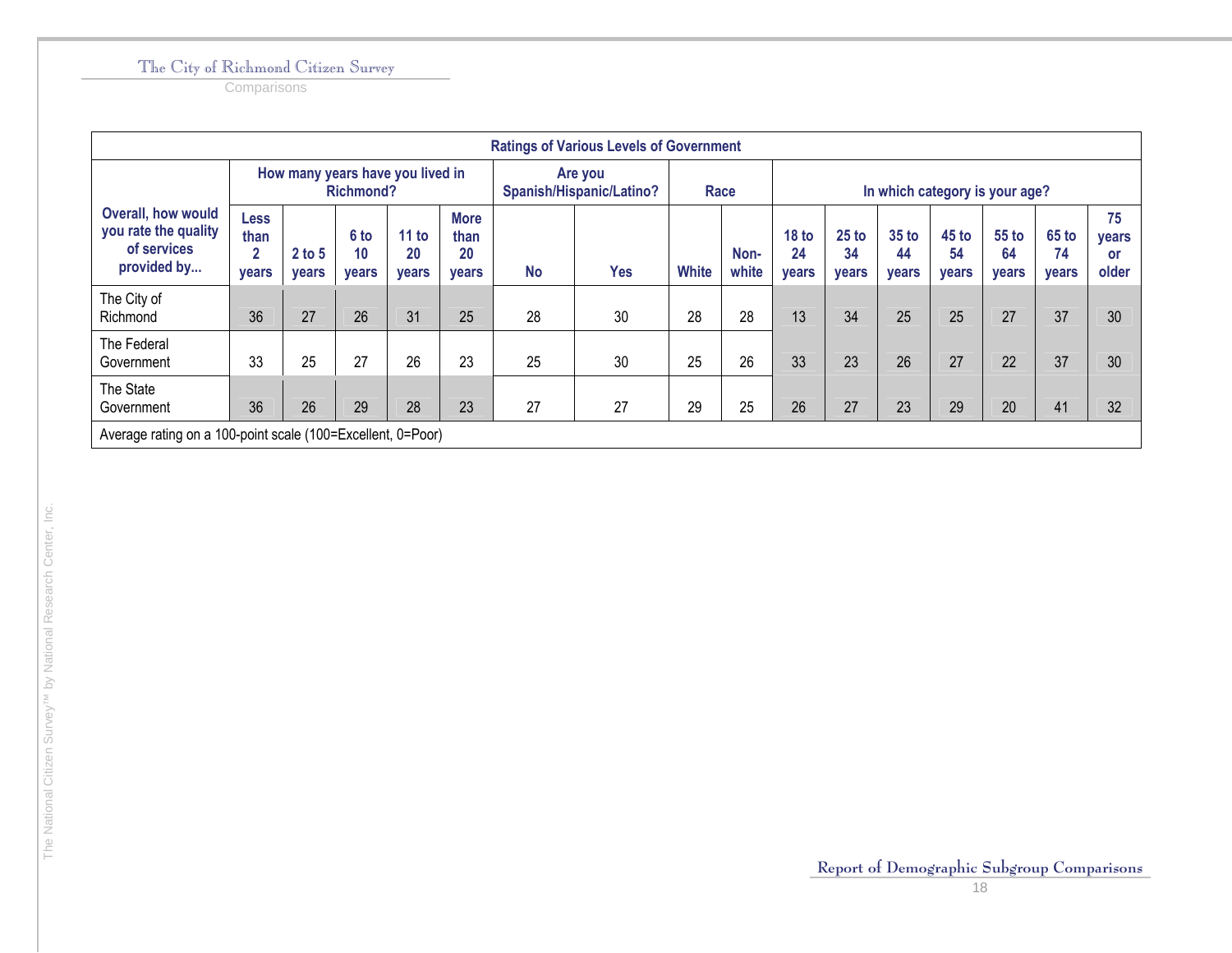| Ratings of Various Levels of Government | | | | | | | | | | | | | | | | | |
|---|---|---|---|---|---|---|---|---|---|---|---|---|---|---|---|---|---|
| Overall, how would you rate the quality of services provided by... | How many years have you lived in Richmond? | | | | | Are you Spanish/Hispanic/Latino? | | Race | | In which category is your age? | | | | | | |
| | Less than 2 years | 2 to 5 years | 6 to 10 years | 11 to 20 years | More than 20 years | No | Yes | White | Non-white | 18 to 24 years | 25 to 34 years | 35 to 44 years | 45 to 54 years | 55 to 64 years | 65 to 74 years | 75 years or older |
| The City of Richmond | 36 | 27 | 26 | 31 | 25 | 28 | 30 | 28 | 28 | 13 | 34 | 25 | 25 | 27 | 37 | 30 |
| The Federal Government | 33 | 25 | 27 | 26 | 23 | 25 | 30 | 25 | 26 | 33 | 23 | 26 | 27 | 22 | 37 | 30 |
| The State Government | 36 | 26 | 29 | 28 | 23 | 27 | 27 | 29 | 25 | 26 | 27 | 23 | 29 | 20 | 41 | 32 |

Average rating on a 100-point scale (100=Excellent, 0=Poor)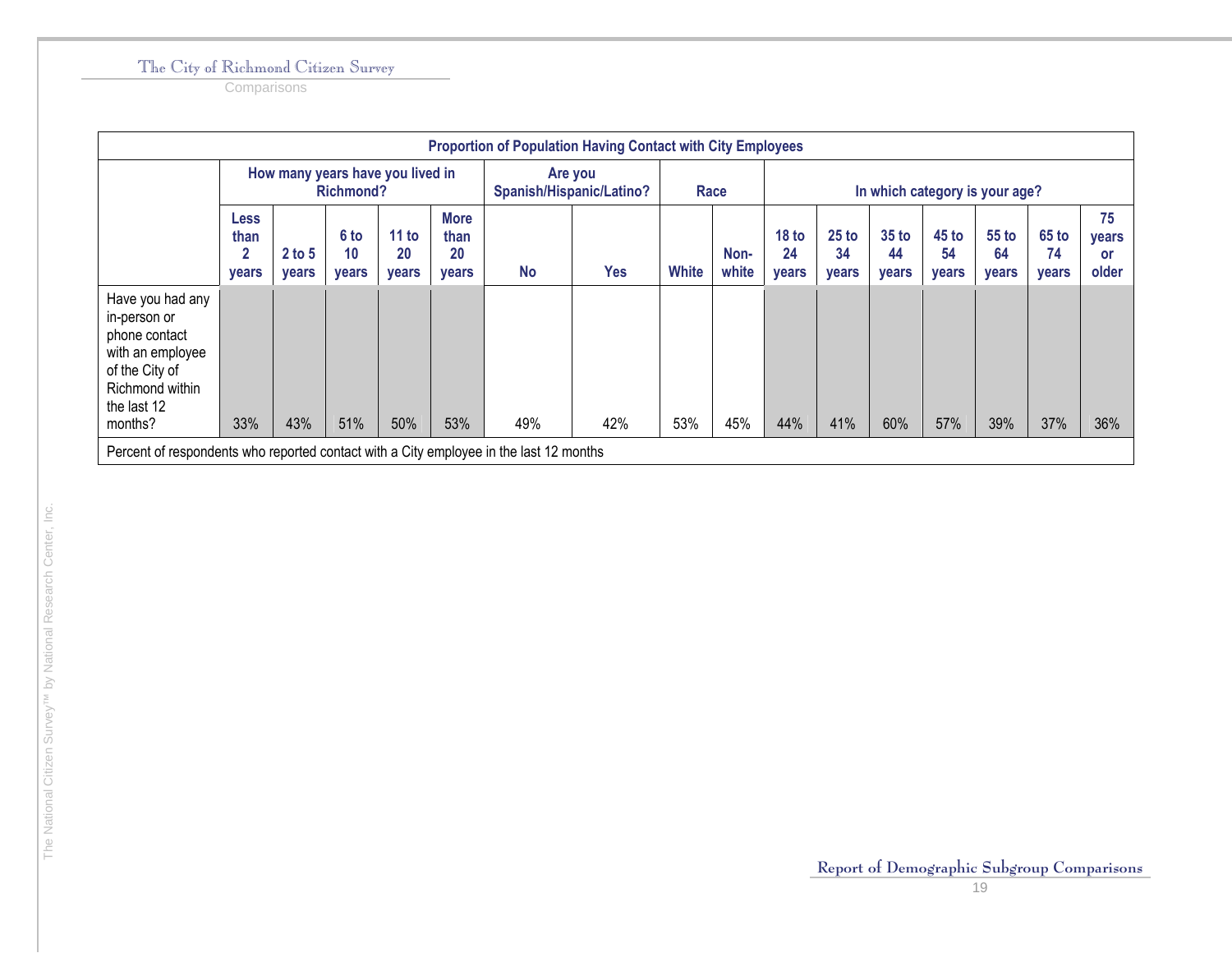| Proportion of Population Having Contact with City Employees | | | | | | | | | | | | | | | | | |
|---|---|---|---|---|---|---|---|---|---|---|---|---|---|---|---|---|---|
| | How many years have you lived in Richmond? | | | | | Are you Spanish/Hispanic/Latino? | | Race | | In which category is your age? | | | | | | | |
| | Less than 2 years | 2 to 5 years | 6 to 10 years | 11 to 20 years | More than 20 years | No | Yes | White | Non-white | 18 to 24 years | 25 to 34 years | 35 to 44 years | 45 to 54 years | 55 to 64 years | 65 to 74 years | 75 years or older |
| Have you had any in-person or phone contact with an employee of the City of Richmond within the last 12 months? | 33% | 43% | 51% | 50% | 53% | 49% | 42% | 53% | 45% | 44% | 41% | 60% | 57% | 39% | 37% | 36% |
| Percent of respondents who reported contact with a City employee in the last 12 months | | | | | | | | | | | | | | | | | |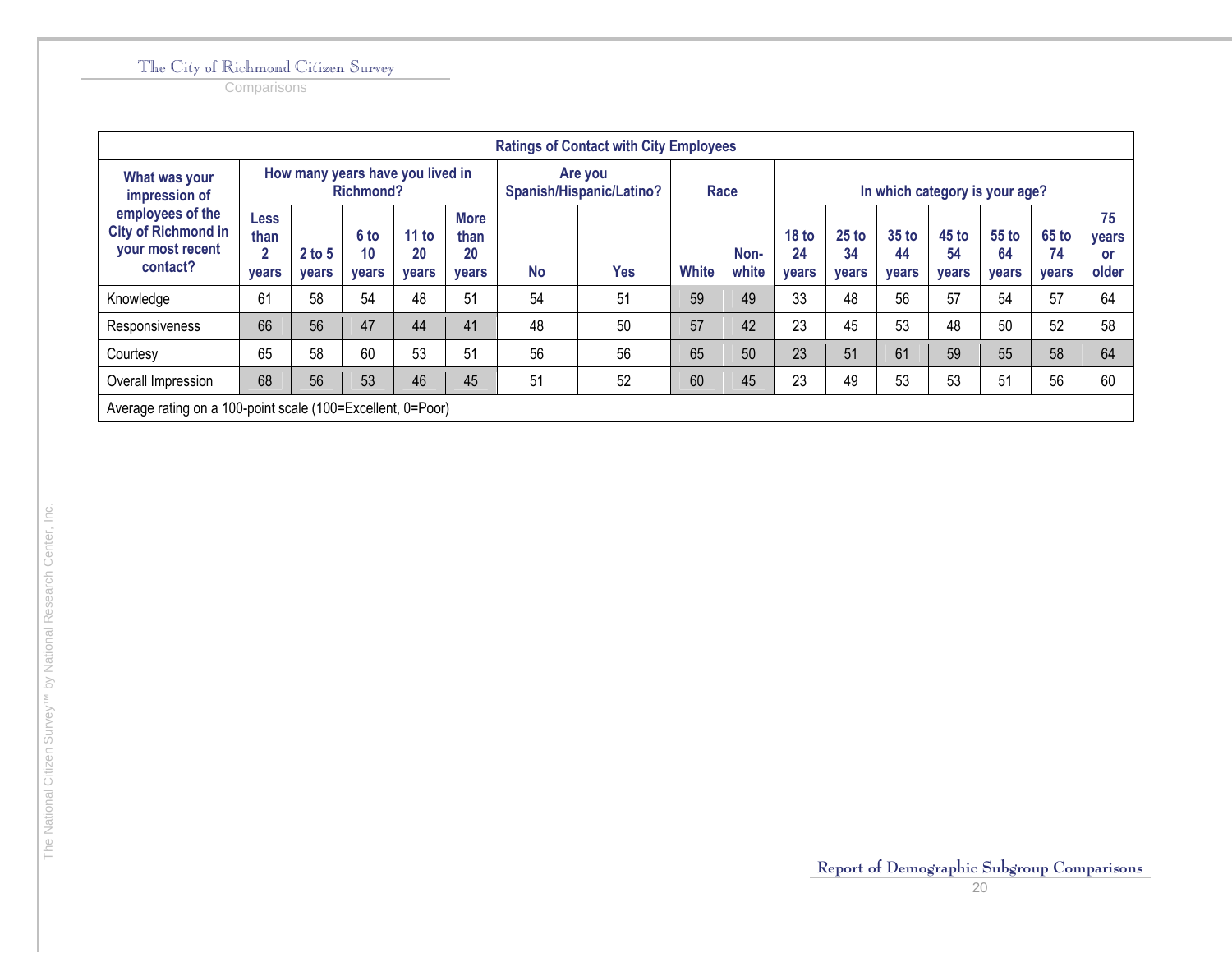| Ratings of Contact with City Employees | | | | | | | | | | | | | | | | | |
|---|---|---|---|---|---|---|---|---|---|---|---|---|---|---|---|---|---|
| What was your impression of employees of the City of Richmond in your most recent contact? | How many years have you lived in Richmond? | | | | | Are you Spanish/Hispanic/Latino? | | Race | | In which category is your age? | | | | | | |
| | Less than 2 years | 2 to 5 years | 6 to 10 years | 11 to 20 years | More than 20 years | No | Yes | White | Non-white | 18 to 24 years | 25 to 34 years | 35 to 44 years | 45 to 54 years | 55 to 64 years | 65 to 74 years | 75 years or older |
| Knowledge | 61 | 58 | 54 | 48 | 51 | 54 | 51 | 59 | 49 | 33 | 48 | 56 | 57 | 54 | 57 | 64 |
| Responsiveness | 66 | 56 | 47 | 44 | 41 | 48 | 50 | 57 | 42 | 23 | 45 | 53 | 48 | 50 | 52 | 58 |
| Courtesy | 65 | 58 | 60 | 53 | 51 | 56 | 56 | 65 | 50 | 23 | 51 | 61 | 59 | 55 | 58 | 64 |
| Overall Impression | 68 | 56 | 53 | 46 | 45 | 51 | 52 | 60 | 45 | 23 | 49 | 53 | 53 | 51 | 56 | 60 |
| Average rating on a 100-point scale (100=Excellent, 0=Poor) | | | | | | | | | | | | | | | | |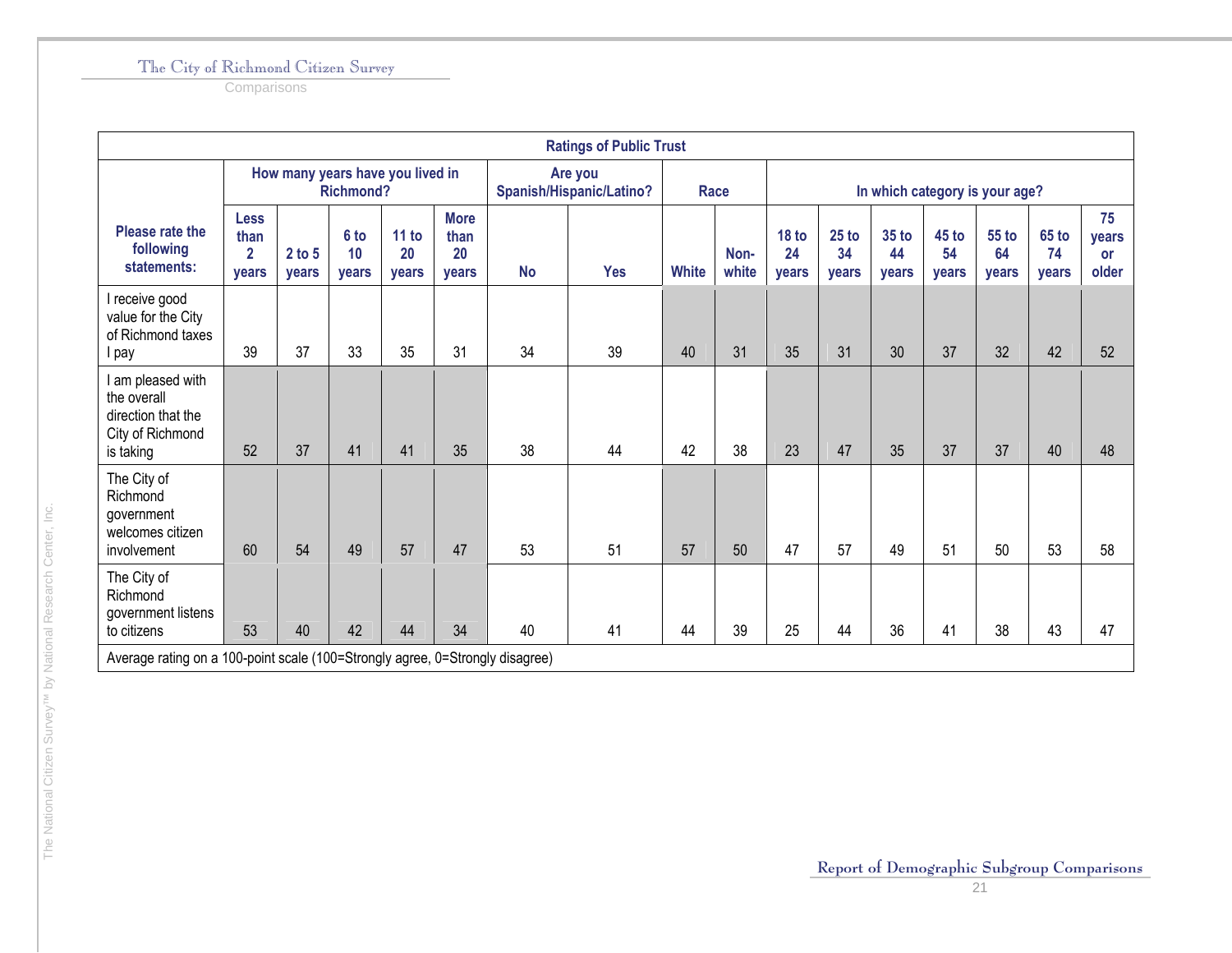| Ratings of Public Trust | | | | | | | | | | | | | | | | |
|---|---|---|---|---|---|---|---|---|---|---|---|---|---|---|---|---|
| | How many years have you lived in Richmond? | | | | | Are you Spanish/Hispanic/Latino? | | Race | | In which category is your age? | | | | | | |
| Please rate the following statements: | Less than 2 years | 2 to 5 years | 6 to 10 years | 11 to 20 years | More than 20 years | No | Yes | White | Non-white | 18 to 24 years | 25 to 34 years | 35 to 44 years | 45 to 54 years | 55 to 64 years | 65 to 74 years | 75 years or older |
| I receive good value for the City of Richmond taxes I pay | 39 | 37 | 33 | 35 | 31 | 34 | 39 | 40 | 31 | 35 | 31 | 30 | 37 | 32 | 42 | 52 |
| I am pleased with the overall direction that the City of Richmond is taking | 52 | 37 | 41 | 41 | 35 | 38 | 44 | 42 | 38 | 23 | 47 | 35 | 37 | 37 | 40 | 48 |
| The City of Richmond government welcomes citizen involvement | 60 | 54 | 49 | 57 | 47 | 53 | 51 | 57 | 50 | 47 | 57 | 49 | 51 | 50 | 53 | 58 |
| The City of Richmond government listens to citizens | 53 | 40 | 42 | 44 | 34 | 40 | 41 | 44 | 39 | 25 | 44 | 36 | 41 | 38 | 43 | 47 |
| Average rating on a 100-point scale (100=Strongly agree, 0=Strongly disagree) | | | | | | | | | | | | | | | | |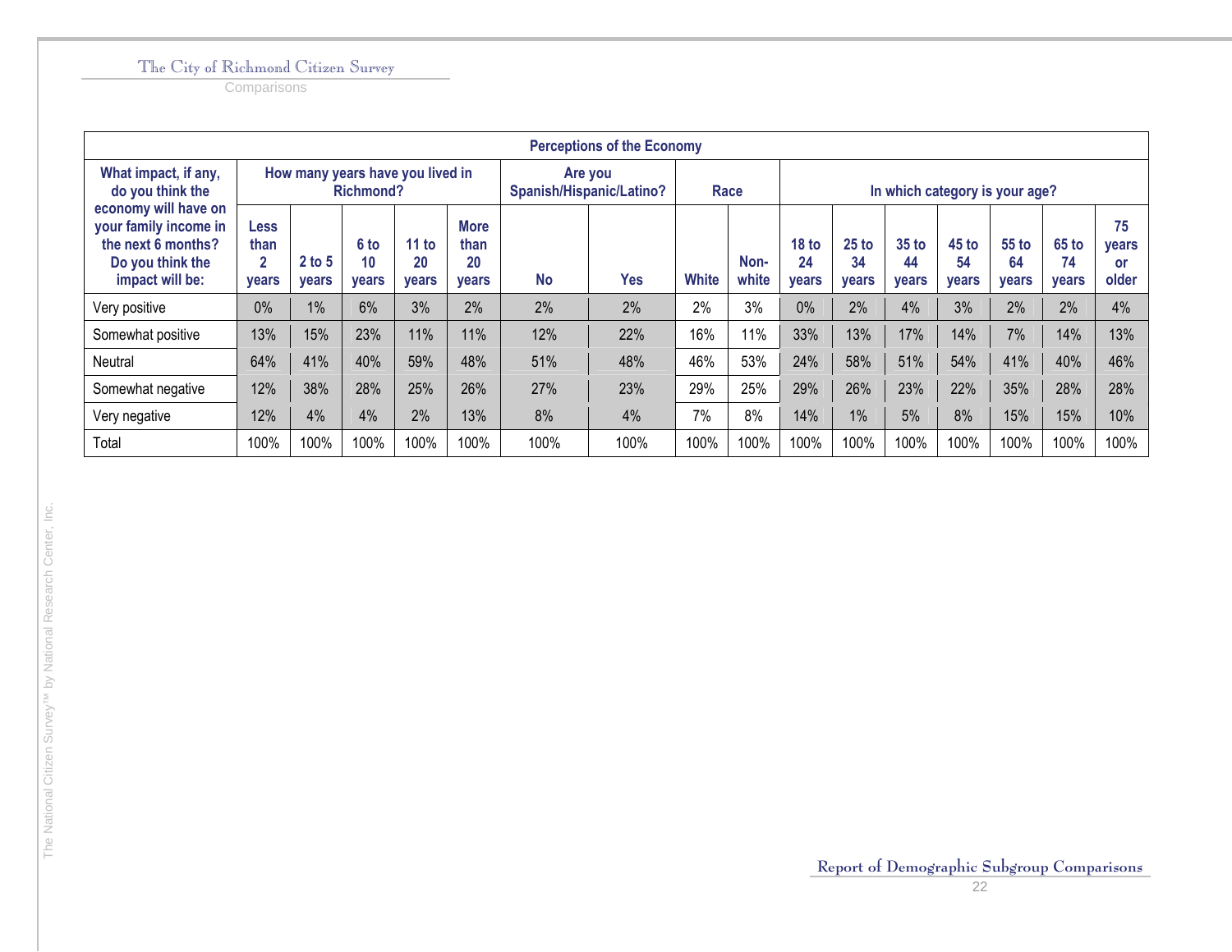| Perceptions of the Economy | | | | | | | | | | | | | | | | |
|---|---|---|---|---|---|---|---|---|---|---|---|---|---|---|---|---|
| What impact, if any, do you think the economy will have on your family income in the next 6 months? Do you think the impact will be: | How many years have you lived in Richmond? | | | | | Are you Spanish/Hispanic/Latino? | | Race | | In which category is your age? | | | | | | |
| | Less than 2 years | 2 to 5 years | 6 to 10 years | 11 to 20 years | More than 20 years | No | Yes | White | Non-white | 18 to 24 years | 25 to 34 years | 35 to 44 years | 45 to 54 years | 55 to 64 years | 65 to 74 years | 75 years or older |
| Very positive | 0% | 1% | 6% | 3% | 2% | 2% | 2% | 2% | 3% | 0% | 2% | 4% | 3% | 2% | 2% | 4% |
| Somewhat positive | 13% | 15% | 23% | 11% | 11% | 12% | 22% | 16% | 11% | 33% | 13% | 17% | 14% | 7% | 14% | 13% |
| Neutral | 64% | 41% | 40% | 59% | 48% | 51% | 48% | 46% | 53% | 24% | 58% | 51% | 54% | 41% | 40% | 46% |
| Somewhat negative | 12% | 38% | 28% | 25% | 26% | 27% | 23% | 29% | 25% | 29% | 26% | 23% | 22% | 35% | 28% | 28% |
| Very negative | 12% | 4% | 4% | 2% | 13% | 8% | 4% | 7% | 8% | 14% | 1% | 5% | 8% | 15% | 15% | 10% |
| Total | 100% | 100% | 100% | 100% | 100% | 100% | 100% | 100% | 100% | 100% | 100% | 100% | 100% | 100% | 100% | 100% |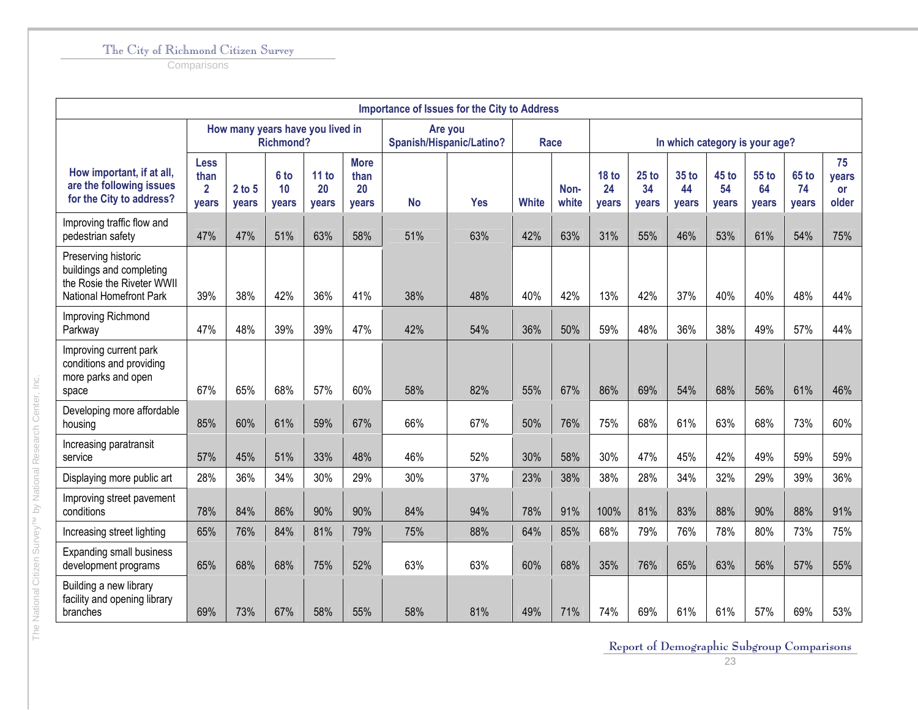| Importance of Issues for the City to Address | | | | | | | | | | | | | | | | | |
|---|---|---|---|---|---|---|---|---|---|---|---|---|---|---|---|---|---|
| How important, if at all, are the following issues for the City to address? | How many years have you lived in Richmond? | | | | | Are you Spanish/Hispanic/Latino? | | Race | | In which category is your age? | | | | | | | |
| | Less than 2 years | 2 to 5 years | 6 to 10 years | 11 to 20 years | More than 20 years | No | Yes | White | Non-white | 18 to 24 years | 25 to 34 years | 35 to 44 years | 45 to 54 years | 55 to 64 years | 65 to 74 years | 75 years or older |
| Improving traffic flow and pedestrian safety | 47% | 47% | 51% | 63% | 58% | 51% | 63% | 42% | 63% | 31% | 55% | 46% | 53% | 61% | 54% | 75% |
| Preserving historic buildings and completing the Rosie the Riveter WWII National Homefront Park | 39% | 38% | 42% | 36% | 41% | 38% | 48% | 40% | 42% | 13% | 42% | 37% | 40% | 40% | 48% | 44% |
| Improving Richmond Parkway | 47% | 48% | 39% | 39% | 47% | 42% | 54% | 36% | 50% | 59% | 48% | 36% | 38% | 49% | 57% | 44% |
| Improving current park conditions and providing more parks and open space | 67% | 65% | 68% | 57% | 60% | 58% | 82% | 55% | 67% | 86% | 69% | 54% | 68% | 56% | 61% | 46% |
| Developing more affordable housing | 85% | 60% | 61% | 59% | 67% | 66% | 67% | 50% | 76% | 75% | 68% | 61% | 63% | 68% | 73% | 60% |
| Increasing paratransit service | 57% | 45% | 51% | 33% | 48% | 46% | 52% | 30% | 58% | 30% | 47% | 45% | 42% | 49% | 59% | 59% |
| Displaying more public art | 28% | 36% | 34% | 30% | 29% | 30% | 37% | 23% | 38% | 38% | 28% | 34% | 32% | 29% | 39% | 36% |
| Improving street pavement conditions | 78% | 84% | 86% | 90% | 90% | 84% | 94% | 78% | 91% | 100% | 81% | 83% | 88% | 90% | 88% | 91% |
| Increasing street lighting | 65% | 76% | 84% | 81% | 79% | 75% | 88% | 64% | 85% | 68% | 79% | 76% | 78% | 80% | 73% | 75% |
| Expanding small business development programs | 65% | 68% | 68% | 75% | 52% | 63% | 63% | 60% | 68% | 35% | 76% | 65% | 63% | 56% | 57% | 55% |
| Building a new library facility and opening library branches | 69% | 73% | 67% | 58% | 55% | 58% | 81% | 49% | 71% | 74% | 69% | 61% | 61% | 57% | 69% | 53% |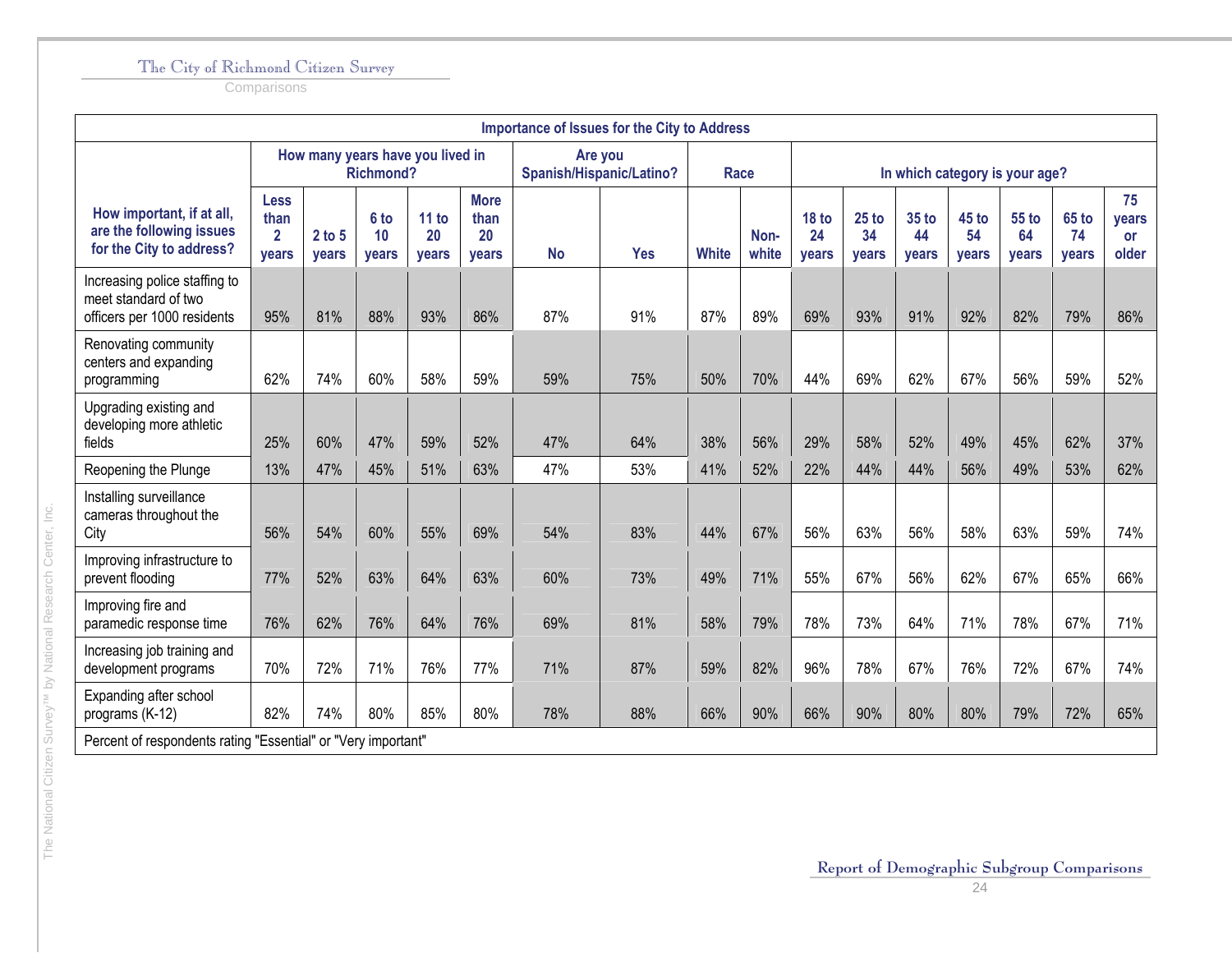| Importance of Issues for the City to Address | | | | | | | | | | | | | | | | | |
|---|---|---|---|---|---|---|---|---|---|---|---|---|---|---|---|---|---|
| | How many years have you lived in Richmond? | | | | | Are you Spanish/Hispanic/Latino? | | Race | | In which category is your age? | | | | | | | |
| How important, if at all, are the following issues for the City to address? | Less than 2 years | 2 to 5 years | 6 to 10 years | 11 to 20 years | More than 20 years | No | Yes | White | Non-white | 18 to 24 years | 25 to 34 years | 35 to 44 years | 45 to 54 years | 55 to 64 years | 65 to 74 years | 75 years or older |
| Increasing police staffing to meet standard of two officers per 1000 residents | 95% | 81% | 88% | 93% | 86% | 87% | 91% | 87% | 89% | 69% | 93% | 91% | 92% | 82% | 79% | 86% |
| Renovating community centers and expanding programming | 62% | 74% | 60% | 58% | 59% | 59% | 75% | 50% | 70% | 44% | 69% | 62% | 67% | 56% | 59% | 52% |
| Upgrading existing and developing more athletic fields | 25% | 60% | 47% | 59% | 52% | 47% | 64% | 38% | 56% | 29% | 58% | 52% | 49% | 45% | 62% | 37% |
| Reopening the Plunge | 13% | 47% | 45% | 51% | 63% | 47% | 53% | 41% | 52% | 22% | 44% | 44% | 56% | 49% | 53% | 62% |
| Installing surveillance cameras throughout the City | 56% | 54% | 60% | 55% | 69% | 54% | 83% | 44% | 67% | 56% | 63% | 56% | 58% | 63% | 59% | 74% |
| Improving infrastructure to prevent flooding | 77% | 52% | 63% | 64% | 63% | 60% | 73% | 49% | 71% | 55% | 67% | 56% | 62% | 67% | 65% | 66% |
| Improving fire and paramedic response time | 76% | 62% | 76% | 64% | 76% | 69% | 81% | 58% | 79% | 78% | 73% | 64% | 71% | 78% | 67% | 71% |
| Increasing job training and development programs | 70% | 72% | 71% | 76% | 77% | 71% | 87% | 59% | 82% | 96% | 78% | 67% | 76% | 72% | 67% | 74% |
| Expanding after school programs (K-12) | 82% | 74% | 80% | 85% | 80% | 78% | 88% | 66% | 90% | 66% | 90% | 80% | 80% | 79% | 72% | 65% |

Percent of respondents rating "Essential" or "Very important"